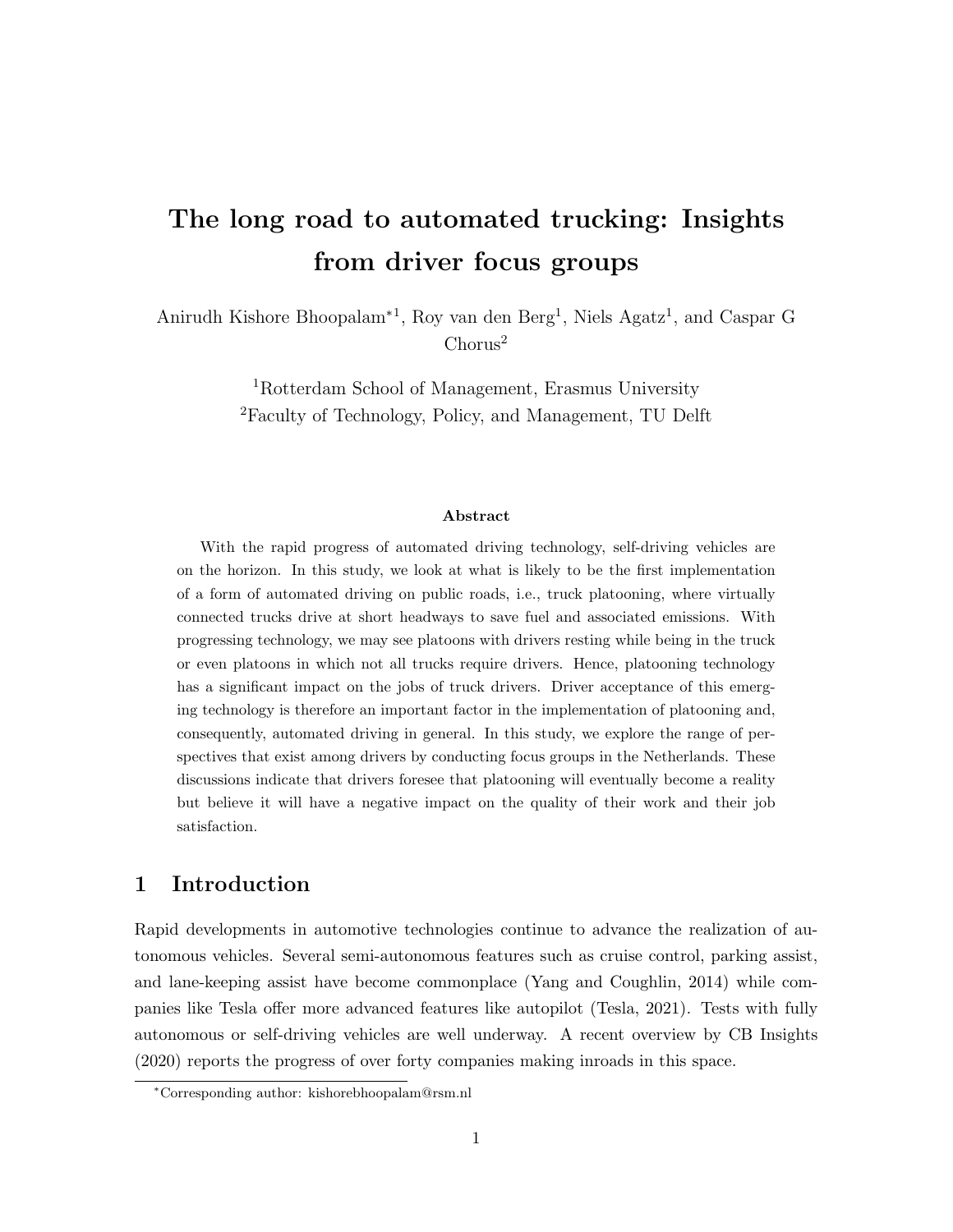# The long road to automated trucking: Insights from driver focus groups

Anirudh Kishore Bhoopalam[*1], Roy van den Berg[1], Niels Agatz[1], and Caspar G Chorus[2]

[1]Rotterdam School of Management, Erasmus University

[2]Faculty of Technology, Policy, and Management, TU Delft

### Abstract

With the rapid progress of automated driving technology, self-driving vehicles are on the horizon. In this study, we look at what is likely to be the first implementation of a form of automated driving on public roads, i.e., truck platooning, where virtually connected trucks drive at short headways to save fuel and associated emissions. With progressing technology, we may see platoons with drivers resting while being in the truck or even platoons in which not all trucks require drivers. Hence, platooning technology has a significant impact on the jobs of truck drivers. Driver acceptance of this emerging technology is therefore an important factor in the implementation of platooning and, consequently, automated driving in general. In this study, we explore the range of perspectives that exist among drivers by conducting focus groups in the Netherlands. These discussions indicate that drivers foresee that platooning will eventually become a reality but believe it will have a negative impact on the quality of their work and their job satisfaction.

## 1 Introduction

Rapid developments in automotive technologies continue to advance the realization of autonomous vehicles. Several semi-autonomous features such as cruise control, parking assist, and lane-keeping assist have become commonplace (Yang and Coughlin, 2014) while companies like Tesla offer more advanced features like autopilot (Tesla, 2021). Tests with fully autonomous or self-driving vehicles are well underway. A recent overview by CB Insights (2020) reports the progress of over forty companies making inroads in this space.

[*]Corresponding author: kishorebhoopalam@rsm.nl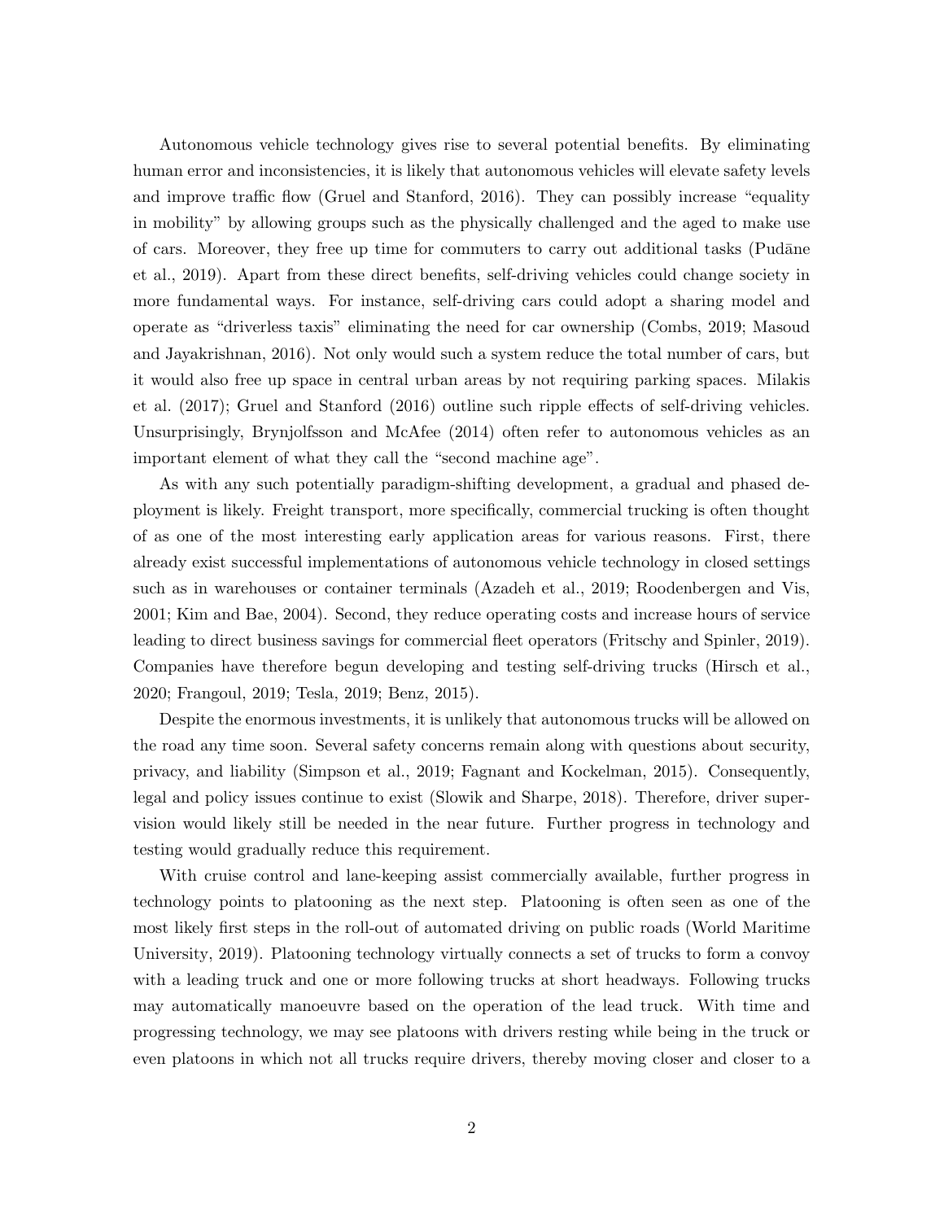Autonomous vehicle technology gives rise to several potential benefits. By eliminating human error and inconsistencies, it is likely that autonomous vehicles will elevate safety levels and improve traffic flow (Gruel and Stanford, 2016). They can possibly increase "equality in mobility" by allowing groups such as the physically challenged and the aged to make use of cars. Moreover, they free up time for commuters to carry out additional tasks (Pudāne et al., 2019). Apart from these direct benefits, self-driving vehicles could change society in more fundamental ways. For instance, self-driving cars could adopt a sharing model and operate as "driverless taxis" eliminating the need for car ownership (Combs, 2019; Masoud and Jayakrishnan, 2016). Not only would such a system reduce the total number of cars, but it would also free up space in central urban areas by not requiring parking spaces. Milakis et al. (2017); Gruel and Stanford (2016) outline such ripple effects of self-driving vehicles. Unsurprisingly, Brynjolfsson and McAfee (2014) often refer to autonomous vehicles as an important element of what they call the "second machine age".

As with any such potentially paradigm-shifting development, a gradual and phased deployment is likely. Freight transport, more specifically, commercial trucking is often thought of as one of the most interesting early application areas for various reasons. First, there already exist successful implementations of autonomous vehicle technology in closed settings such as in warehouses or container terminals (Azadeh et al., 2019; Roodenbergen and Vis, 2001; Kim and Bae, 2004). Second, they reduce operating costs and increase hours of service leading to direct business savings for commercial fleet operators (Fritschy and Spinler, 2019). Companies have therefore begun developing and testing self-driving trucks (Hirsch et al., 2020; Frangoul, 2019; Tesla, 2019; Benz, 2015).

Despite the enormous investments, it is unlikely that autonomous trucks will be allowed on the road any time soon. Several safety concerns remain along with questions about security, privacy, and liability (Simpson et al., 2019; Fagnant and Kockelman, 2015). Consequently, legal and policy issues continue to exist (Slowik and Sharpe, 2018). Therefore, driver supervision would likely still be needed in the near future. Further progress in technology and testing would gradually reduce this requirement.

With cruise control and lane-keeping assist commercially available, further progress in technology points to platooning as the next step. Platooning is often seen as one of the most likely first steps in the roll-out of automated driving on public roads (World Maritime University, 2019). Platooning technology virtually connects a set of trucks to form a convoy with a leading truck and one or more following trucks at short headways. Following trucks may automatically manoeuvre based on the operation of the lead truck. With time and progressing technology, we may see platoons with drivers resting while being in the truck or even platoons in which not all trucks require drivers, thereby moving closer and closer to a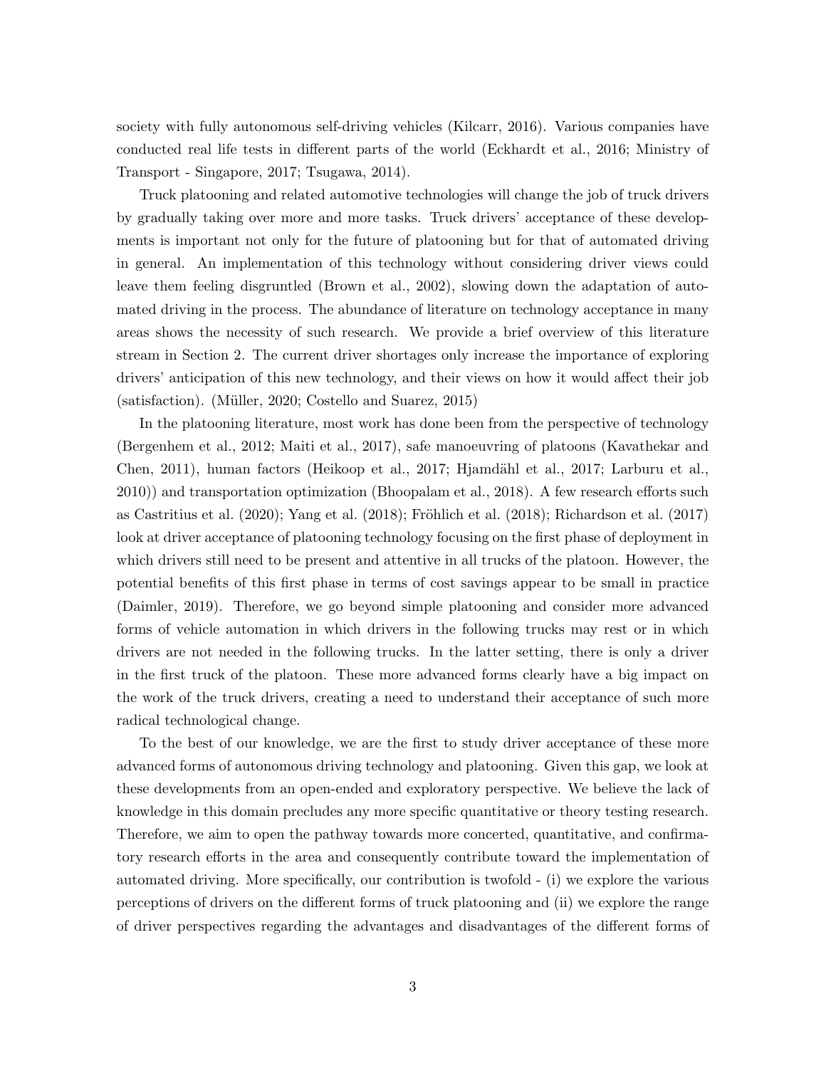society with fully autonomous self-driving vehicles (Kilcarr, 2016). Various companies have conducted real life tests in different parts of the world (Eckhardt et al., 2016; Ministry of Transport - Singapore, 2017; Tsugawa, 2014).

Truck platooning and related automotive technologies will change the job of truck drivers by gradually taking over more and more tasks. Truck drivers' acceptance of these developments is important not only for the future of platooning but for that of automated driving in general. An implementation of this technology without considering driver views could leave them feeling disgruntled (Brown et al., 2002), slowing down the adaptation of automated driving in the process. The abundance of literature on technology acceptance in many areas shows the necessity of such research. We provide a brief overview of this literature stream in Section 2. The current driver shortages only increase the importance of exploring drivers' anticipation of this new technology, and their views on how it would affect their job (satisfaction). (Müller, 2020; Costello and Suarez, 2015)

In the platooning literature, most work has done been from the perspective of technology (Bergenhem et al., 2012; Maiti et al., 2017), safe manoeuvring of platoons (Kavathekar and Chen, 2011), human factors (Heikoop et al., 2017; Hjamdähl et al., 2017; Larburu et al., 2010)) and transportation optimization (Bhoopalam et al., 2018). A few research efforts such as Castritius et al. (2020); Yang et al. (2018); Fröhlich et al. (2018); Richardson et al. (2017) look at driver acceptance of platooning technology focusing on the first phase of deployment in which drivers still need to be present and attentive in all trucks of the platoon. However, the potential benefits of this first phase in terms of cost savings appear to be small in practice (Daimler, 2019). Therefore, we go beyond simple platooning and consider more advanced forms of vehicle automation in which drivers in the following trucks may rest or in which drivers are not needed in the following trucks. In the latter setting, there is only a driver in the first truck of the platoon. These more advanced forms clearly have a big impact on the work of the truck drivers, creating a need to understand their acceptance of such more radical technological change.

To the best of our knowledge, we are the first to study driver acceptance of these more advanced forms of autonomous driving technology and platooning. Given this gap, we look at these developments from an open-ended and exploratory perspective. We believe the lack of knowledge in this domain precludes any more specific quantitative or theory testing research. Therefore, we aim to open the pathway towards more concerted, quantitative, and confirmatory research efforts in the area and consequently contribute toward the implementation of automated driving. More specifically, our contribution is twofold - (i) we explore the various perceptions of drivers on the different forms of truck platooning and (ii) we explore the range of driver perspectives regarding the advantages and disadvantages of the different forms of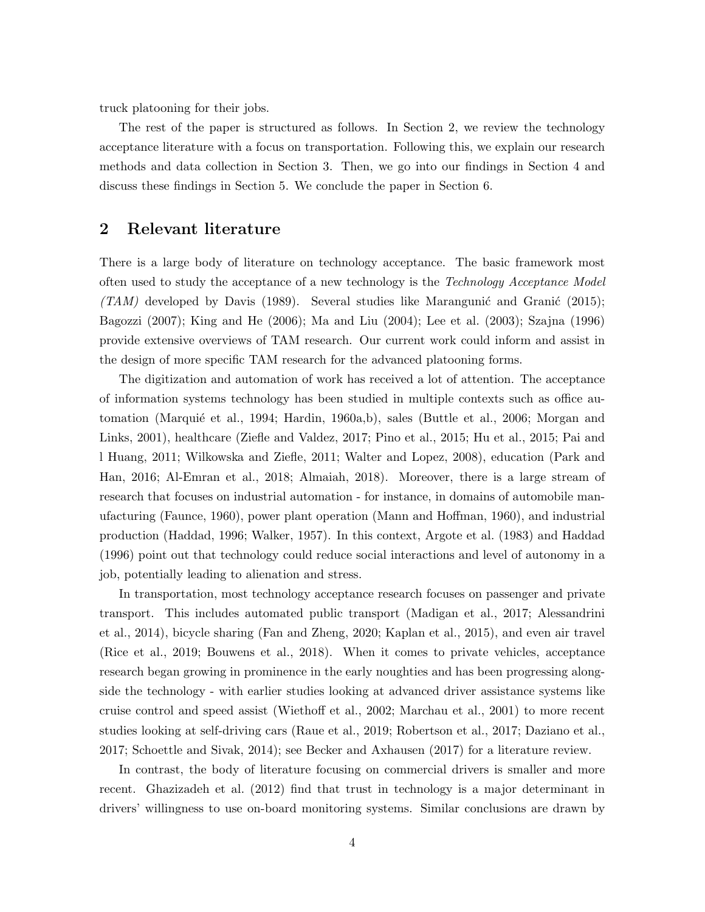truck platooning for their jobs.

The rest of the paper is structured as follows. In Section 2, we review the technology acceptance literature with a focus on transportation. Following this, we explain our research methods and data collection in Section 3. Then, we go into our findings in Section 4 and discuss these findings in Section 5. We conclude the paper in Section 6.

## 2 Relevant literature

There is a large body of literature on technology acceptance. The basic framework most often used to study the acceptance of a new technology is the *Technology Acceptance Model (TAM)* developed by Davis (1989). Several studies like Marangunić and Granić (2015); Bagozzi (2007); King and He (2006); Ma and Liu (2004); Lee et al. (2003); Szajna (1996) provide extensive overviews of TAM research. Our current work could inform and assist in the design of more specific TAM research for the advanced platooning forms.

The digitization and automation of work has received a lot of attention. The acceptance of information systems technology has been studied in multiple contexts such as office automation (Marquié et al., 1994; Hardin, 1960a,b), sales (Buttle et al., 2006; Morgan and Links, 2001), healthcare (Ziefle and Valdez, 2017; Pino et al., 2015; Hu et al., 2015; Pai and l Huang, 2011; Wilkowska and Ziefle, 2011; Walter and Lopez, 2008), education (Park and Han, 2016; Al-Emran et al., 2018; Almaiah, 2018). Moreover, there is a large stream of research that focuses on industrial automation - for instance, in domains of automobile manufacturing (Faunce, 1960), power plant operation (Mann and Hoffman, 1960), and industrial production (Haddad, 1996; Walker, 1957). In this context, Argote et al. (1983) and Haddad (1996) point out that technology could reduce social interactions and level of autonomy in a job, potentially leading to alienation and stress.

In transportation, most technology acceptance research focuses on passenger and private transport. This includes automated public transport (Madigan et al., 2017; Alessandrini et al., 2014), bicycle sharing (Fan and Zheng, 2020; Kaplan et al., 2015), and even air travel (Rice et al., 2019; Bouwens et al., 2018). When it comes to private vehicles, acceptance research began growing in prominence in the early noughties and has been progressing alongside the technology - with earlier studies looking at advanced driver assistance systems like cruise control and speed assist (Wiethoff et al., 2002; Marchau et al., 2001) to more recent studies looking at self-driving cars (Raue et al., 2019; Robertson et al., 2017; Daziano et al., 2017; Schoettle and Sivak, 2014); see Becker and Axhausen (2017) for a literature review.

In contrast, the body of literature focusing on commercial drivers is smaller and more recent. Ghazizadeh et al. (2012) find that trust in technology is a major determinant in drivers' willingness to use on-board monitoring systems. Similar conclusions are drawn by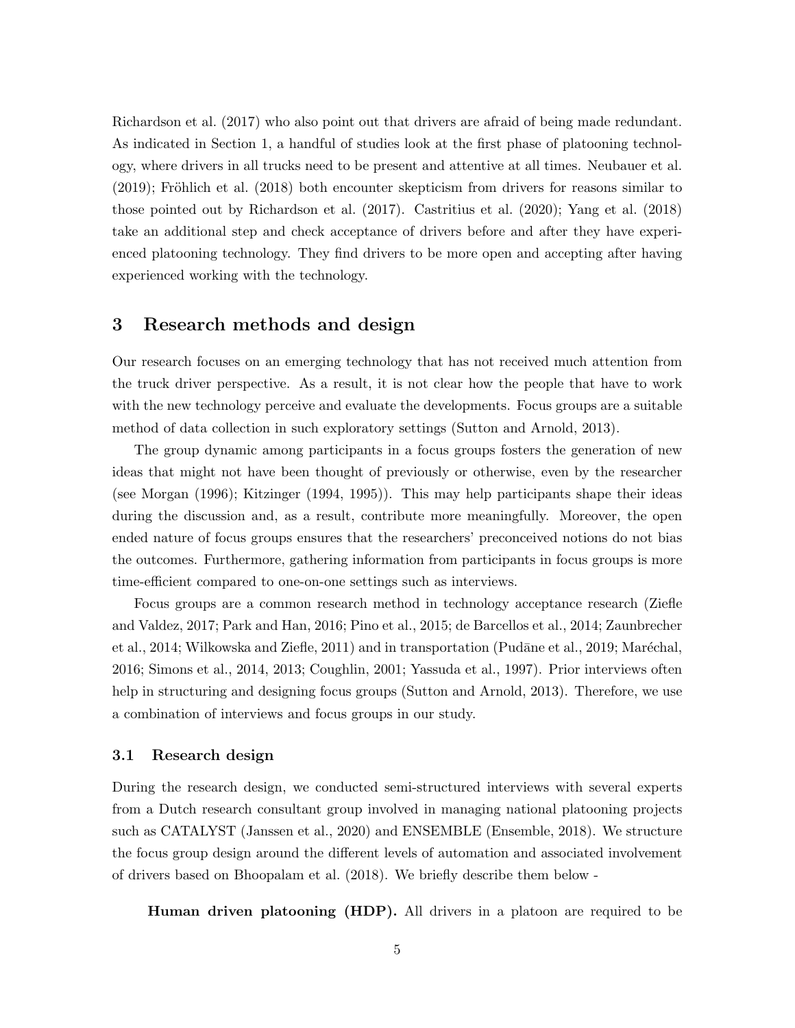Richardson et al. (2017) who also point out that drivers are afraid of being made redundant. As indicated in Section 1, a handful of studies look at the first phase of platooning technology, where drivers in all trucks need to be present and attentive at all times. Neubauer et al. (2019); Fröhlich et al. (2018) both encounter skepticism from drivers for reasons similar to those pointed out by Richardson et al. (2017). Castritius et al. (2020); Yang et al. (2018) take an additional step and check acceptance of drivers before and after they have experienced platooning technology. They find drivers to be more open and accepting after having experienced working with the technology.

## 3 Research methods and design

Our research focuses on an emerging technology that has not received much attention from the truck driver perspective. As a result, it is not clear how the people that have to work with the new technology perceive and evaluate the developments. Focus groups are a suitable method of data collection in such exploratory settings (Sutton and Arnold, 2013).

The group dynamic among participants in a focus groups fosters the generation of new ideas that might not have been thought of previously or otherwise, even by the researcher (see Morgan (1996); Kitzinger (1994, 1995)). This may help participants shape their ideas during the discussion and, as a result, contribute more meaningfully. Moreover, the open ended nature of focus groups ensures that the researchers' preconceived notions do not bias the outcomes. Furthermore, gathering information from participants in focus groups is more time-efficient compared to one-on-one settings such as interviews.

Focus groups are a common research method in technology acceptance research (Ziefle and Valdez, 2017; Park and Han, 2016; Pino et al., 2015; de Barcellos et al., 2014; Zaunbrecher et al., 2014; Wilkowska and Ziefle, 2011) and in transportation (Pudāne et al., 2019; Maréchal, 2016; Simons et al., 2014, 2013; Coughlin, 2001; Yassuda et al., 1997). Prior interviews often help in structuring and designing focus groups (Sutton and Arnold, 2013). Therefore, we use a combination of interviews and focus groups in our study.

### 3.1 Research design

During the research design, we conducted semi-structured interviews with several experts from a Dutch research consultant group involved in managing national platooning projects such as CATALYST (Janssen et al., 2020) and ENSEMBLE (Ensemble, 2018). We structure the focus group design around the different levels of automation and associated involvement of drivers based on Bhoopalam et al. (2018). We briefly describe them below -

**Human driven platooning (HDP).** All drivers in a platoon are required to be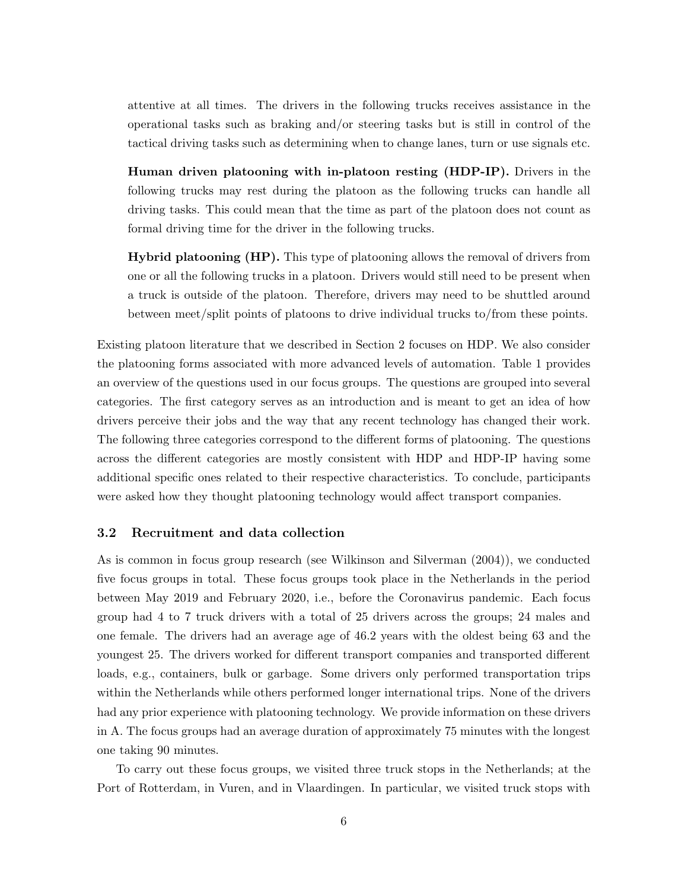attentive at all times. The drivers in the following trucks receives assistance in the operational tasks such as braking and/or steering tasks but is still in control of the tactical driving tasks such as determining when to change lanes, turn or use signals etc.

**Human driven platooning with in-platoon resting (HDP-IP).** Drivers in the following trucks may rest during the platoon as the following trucks can handle all driving tasks. This could mean that the time as part of the platoon does not count as formal driving time for the driver in the following trucks.

**Hybrid platooning (HP).** This type of platooning allows the removal of drivers from one or all the following trucks in a platoon. Drivers would still need to be present when a truck is outside of the platoon. Therefore, drivers may need to be shuttled around between meet/split points of platoons to drive individual trucks to/from these points.

Existing platoon literature that we described in Section 2 focuses on HDP. We also consider the platooning forms associated with more advanced levels of automation. Table 1 provides an overview of the questions used in our focus groups. The questions are grouped into several categories. The first category serves as an introduction and is meant to get an idea of how drivers perceive their jobs and the way that any recent technology has changed their work. The following three categories correspond to the different forms of platooning. The questions across the different categories are mostly consistent with HDP and HDP-IP having some additional specific ones related to their respective characteristics. To conclude, participants were asked how they thought platooning technology would affect transport companies.

### 3.2 Recruitment and data collection

As is common in focus group research (see Wilkinson and Silverman (2004)), we conducted five focus groups in total. These focus groups took place in the Netherlands in the period between May 2019 and February 2020, i.e., before the Coronavirus pandemic. Each focus group had 4 to 7 truck drivers with a total of 25 drivers across the groups; 24 males and one female. The drivers had an average age of 46.2 years with the oldest being 63 and the youngest 25. The drivers worked for different transport companies and transported different loads, e.g., containers, bulk or garbage. Some drivers only performed transportation trips within the Netherlands while others performed longer international trips. None of the drivers had any prior experience with platooning technology. We provide information on these drivers in A. The focus groups had an average duration of approximately 75 minutes with the longest one taking 90 minutes.

To carry out these focus groups, we visited three truck stops in the Netherlands; at the Port of Rotterdam, in Vuren, and in Vlaardingen. In particular, we visited truck stops with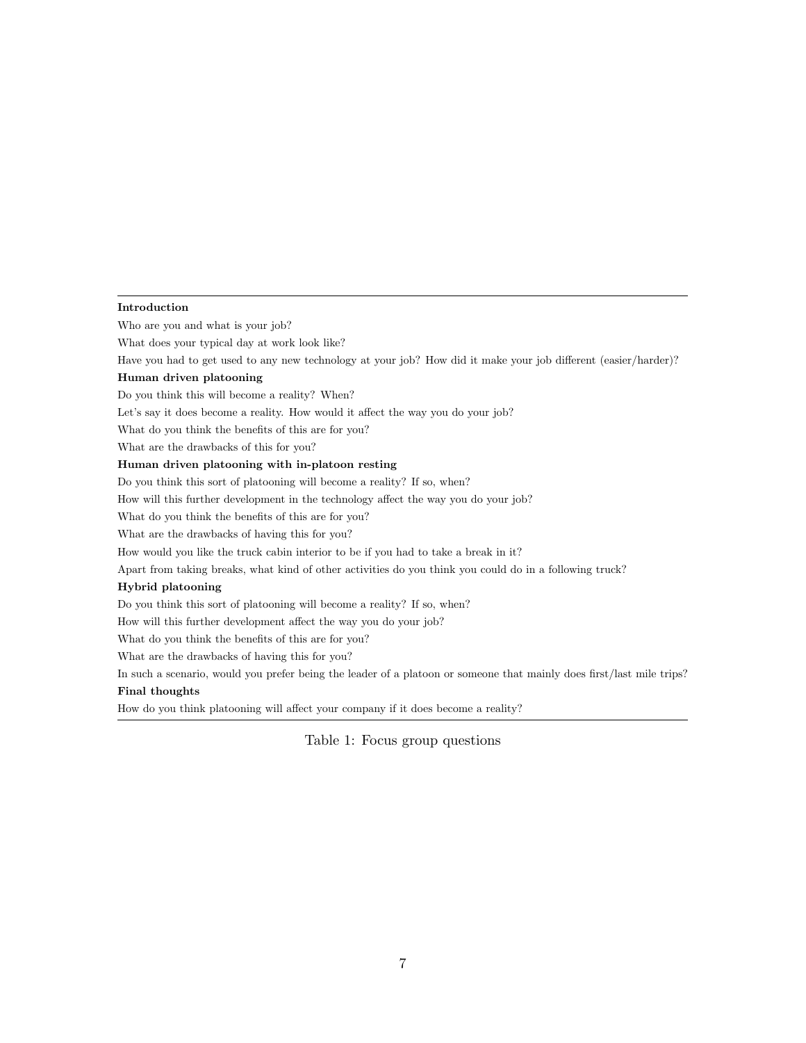| **Introduction** |
|---|
| Who are you and what is your job? |
| What does your typical day at work look like? |
| Have you had to get used to any new technology at your job? How did it make your job different (easier/harder)? |
| **Human driven platooning** |
| Do you think this will become a reality? When? |
| Let's say it does become a reality. How would it affect the way you do your job? |
| What do you think the benefits of this are for you? |
| What are the drawbacks of this for you? |
| **Human driven platooning with in-platoon resting** |
| Do you think this sort of platooning will become a reality? If so, when? |
| How will this further development in the technology affect the way you do your job? |
| What do you think the benefits of this are for you? |
| What are the drawbacks of having this for you? |
| How would you like the truck cabin interior to be if you had to take a break in it? |
| Apart from taking breaks, what kind of other activities do you think you could do in a following truck? |
| **Hybrid platooning** |
| Do you think this sort of platooning will become a reality? If so, when? |
| How will this further development affect the way you do your job? |
| What do you think the benefits of this are for you? |
| What are the drawbacks of having this for you? |
| In such a scenario, would you prefer being the leader of a platoon or someone that mainly does first/last mile trips? |
| **Final thoughts** |
| How do you think platooning will affect your company if it does become a reality? |

Table 1: Focus group questions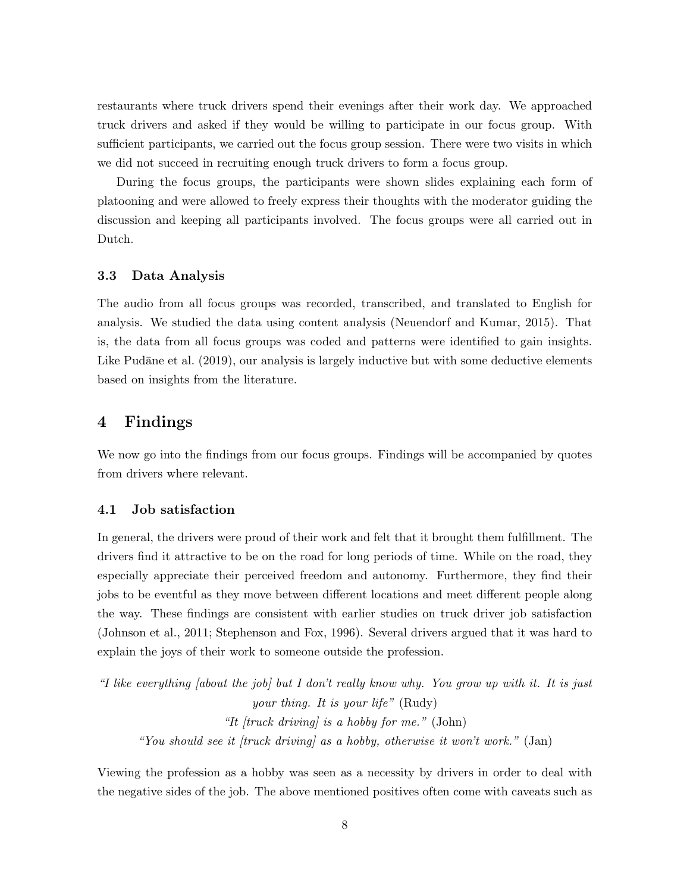restaurants where truck drivers spend their evenings after their work day. We approached truck drivers and asked if they would be willing to participate in our focus group. With sufficient participants, we carried out the focus group session. There were two visits in which we did not succeed in recruiting enough truck drivers to form a focus group.

During the focus groups, the participants were shown slides explaining each form of platooning and were allowed to freely express their thoughts with the moderator guiding the discussion and keeping all participants involved. The focus groups were all carried out in Dutch.

### 3.3 Data Analysis

The audio from all focus groups was recorded, transcribed, and translated to English for analysis. We studied the data using content analysis (Neuendorf and Kumar, 2015). That is, the data from all focus groups was coded and patterns were identified to gain insights. Like Pudāne et al. (2019), our analysis is largely inductive but with some deductive elements based on insights from the literature.

## 4 Findings

We now go into the findings from our focus groups. Findings will be accompanied by quotes from drivers where relevant.

### 4.1 Job satisfaction

In general, the drivers were proud of their work and felt that it brought them fulfillment. The drivers find it attractive to be on the road for long periods of time. While on the road, they especially appreciate their perceived freedom and autonomy. Furthermore, they find their jobs to be eventful as they move between different locations and meet different people along the way. These findings are consistent with earlier studies on truck driver job satisfaction (Johnson et al., 2011; Stephenson and Fox, 1996). Several drivers argued that it was hard to explain the joys of their work to someone outside the profession.

*"I like everything [about the job] but I don't really know why. You grow up with it. It is just your thing. It is your life"* (Rudy)

*"It [truck driving] is a hobby for me."* (John)

*"You should see it [truck driving] as a hobby, otherwise it won't work."* (Jan)

Viewing the profession as a hobby was seen as a necessity by drivers in order to deal with the negative sides of the job. The above mentioned positives often come with caveats such as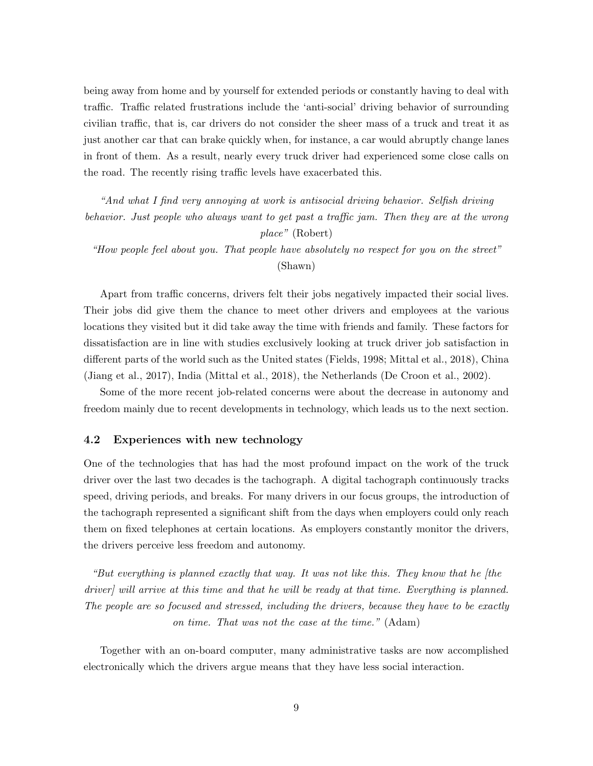being away from home and by yourself for extended periods or constantly having to deal with traffic. Traffic related frustrations include the 'anti-social' driving behavior of surrounding civilian traffic, that is, car drivers do not consider the sheer mass of a truck and treat it as just another car that can brake quickly when, for instance, a car would abruptly change lanes in front of them. As a result, nearly every truck driver had experienced some close calls on the road. The recently rising traffic levels have exacerbated this.

> *"And what I find very annoying at work is antisocial driving behavior. Selfish driving behavior. Just people who always want to get past a traffic jam. Then they are at the wrong place"* (Robert)
>
> *"How people feel about you. That people have absolutely no respect for you on the street"* (Shawn)

Apart from traffic concerns, drivers felt their jobs negatively impacted their social lives. Their jobs did give them the chance to meet other drivers and employees at the various locations they visited but it did take away the time with friends and family. These factors for dissatisfaction are in line with studies exclusively looking at truck driver job satisfaction in different parts of the world such as the United states (Fields, 1998; Mittal et al., 2018), China (Jiang et al., 2017), India (Mittal et al., 2018), the Netherlands (De Croon et al., 2002).

Some of the more recent job-related concerns were about the decrease in autonomy and freedom mainly due to recent developments in technology, which leads us to the next section.

### 4.2 Experiences with new technology

One of the technologies that has had the most profound impact on the work of the truck driver over the last two decades is the tachograph. A digital tachograph continuously tracks speed, driving periods, and breaks. For many drivers in our focus groups, the introduction of the tachograph represented a significant shift from the days when employers could only reach them on fixed telephones at certain locations. As employers constantly monitor the drivers, the drivers perceive less freedom and autonomy.

> *"But everything is planned exactly that way. It was not like this. They know that he [the driver] will arrive at this time and that he will be ready at that time. Everything is planned. The people are so focused and stressed, including the drivers, because they have to be exactly on time. That was not the case at the time."* (Adam)

Together with an on-board computer, many administrative tasks are now accomplished electronically which the drivers argue means that they have less social interaction.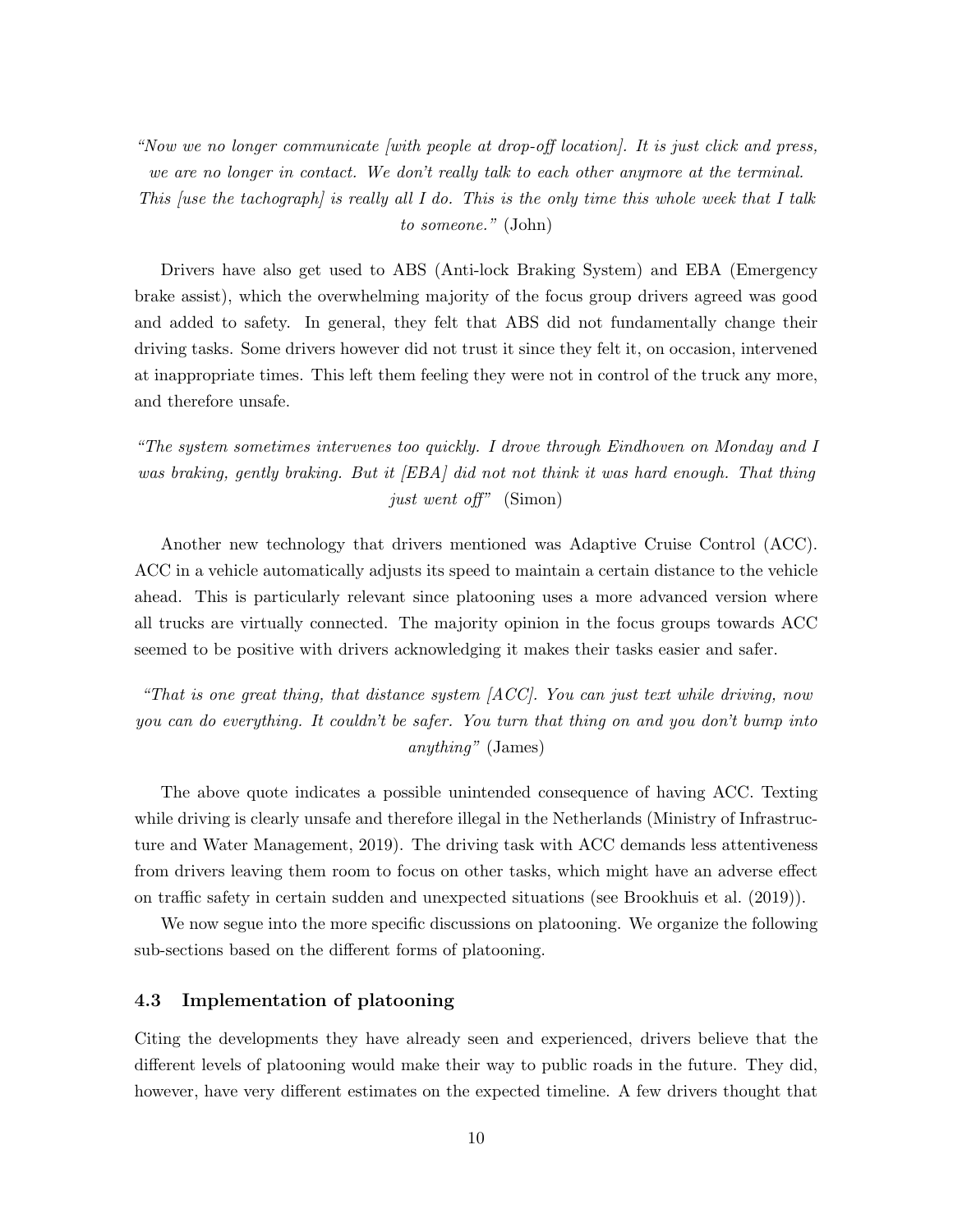*"Now we no longer communicate [with people at drop-off location]. It is just click and press, we are no longer in contact. We don't really talk to each other anymore at the terminal. This [use the tachograph] is really all I do. This is the only time this whole week that I talk to someone."* (John)

Drivers have also get used to ABS (Anti-lock Braking System) and EBA (Emergency brake assist), which the overwhelming majority of the focus group drivers agreed was good and added to safety. In general, they felt that ABS did not fundamentally change their driving tasks. Some drivers however did not trust it since they felt it, on occasion, intervened at inappropriate times. This left them feeling they were not in control of the truck any more, and therefore unsafe.

*"The system sometimes intervenes too quickly. I drove through Eindhoven on Monday and I was braking, gently braking. But it [EBA] did not not think it was hard enough. That thing just went off"* (Simon)

Another new technology that drivers mentioned was Adaptive Cruise Control (ACC). ACC in a vehicle automatically adjusts its speed to maintain a certain distance to the vehicle ahead. This is particularly relevant since platooning uses a more advanced version where all trucks are virtually connected. The majority opinion in the focus groups towards ACC seemed to be positive with drivers acknowledging it makes their tasks easier and safer.

*"That is one great thing, that distance system [ACC]. You can just text while driving, now you can do everything. It couldn't be safer. You turn that thing on and you don't bump into anything"* (James)

The above quote indicates a possible unintended consequence of having ACC. Texting while driving is clearly unsafe and therefore illegal in the Netherlands (Ministry of Infrastructure and Water Management, 2019). The driving task with ACC demands less attentiveness from drivers leaving them room to focus on other tasks, which might have an adverse effect on traffic safety in certain sudden and unexpected situations (see Brookhuis et al. (2019)).

We now segue into the more specific discussions on platooning. We organize the following sub-sections based on the different forms of platooning.

### 4.3 Implementation of platooning

Citing the developments they have already seen and experienced, drivers believe that the different levels of platooning would make their way to public roads in the future. They did, however, have very different estimates on the expected timeline. A few drivers thought that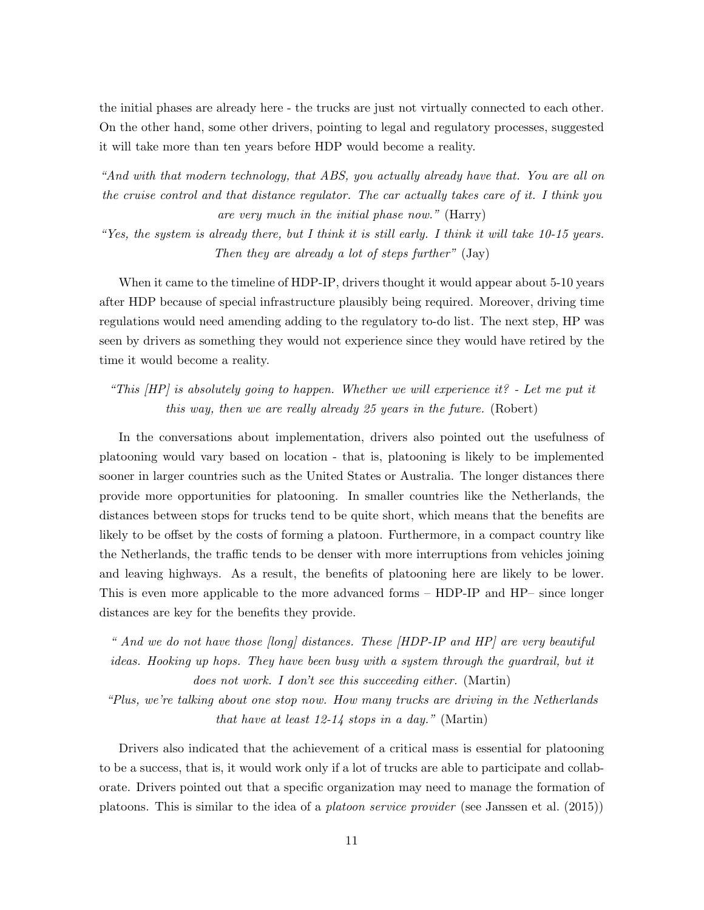the initial phases are already here - the trucks are just not virtually connected to each other. On the other hand, some other drivers, pointing to legal and regulatory processes, suggested it will take more than ten years before HDP would become a reality.

*"And with that modern technology, that ABS, you actually already have that. You are all on the cruise control and that distance regulator. The car actually takes care of it. I think you are very much in the initial phase now."* (Harry)

*"Yes, the system is already there, but I think it is still early. I think it will take 10-15 years. Then they are already a lot of steps further"* (Jay)

When it came to the timeline of HDP-IP, drivers thought it would appear about 5-10 years after HDP because of special infrastructure plausibly being required. Moreover, driving time regulations would need amending adding to the regulatory to-do list. The next step, HP was seen by drivers as something they would not experience since they would have retired by the time it would become a reality.

*"This [HP] is absolutely going to happen. Whether we will experience it? - Let me put it this way, then we are really already 25 years in the future.* (Robert)

In the conversations about implementation, drivers also pointed out the usefulness of platooning would vary based on location - that is, platooning is likely to be implemented sooner in larger countries such as the United States or Australia. The longer distances there provide more opportunities for platooning. In smaller countries like the Netherlands, the distances between stops for trucks tend to be quite short, which means that the benefits are likely to be offset by the costs of forming a platoon. Furthermore, in a compact country like the Netherlands, the traffic tends to be denser with more interruptions from vehicles joining and leaving highways. As a result, the benefits of platooning here are likely to be lower. This is even more applicable to the more advanced forms – HDP-IP and HP– since longer distances are key for the benefits they provide.

*" And we do not have those [long] distances. These [HDP-IP and HP] are very beautiful ideas. Hooking up hops. They have been busy with a system through the guardrail, but it does not work. I don't see this succeeding either.* (Martin)

*"Plus, we're talking about one stop now. How many trucks are driving in the Netherlands that have at least 12-14 stops in a day."* (Martin)

Drivers also indicated that the achievement of a critical mass is essential for platooning to be a success, that is, it would work only if a lot of trucks are able to participate and collaborate. Drivers pointed out that a specific organization may need to manage the formation of platoons. This is similar to the idea of a *platoon service provider* (see Janssen et al. (2015))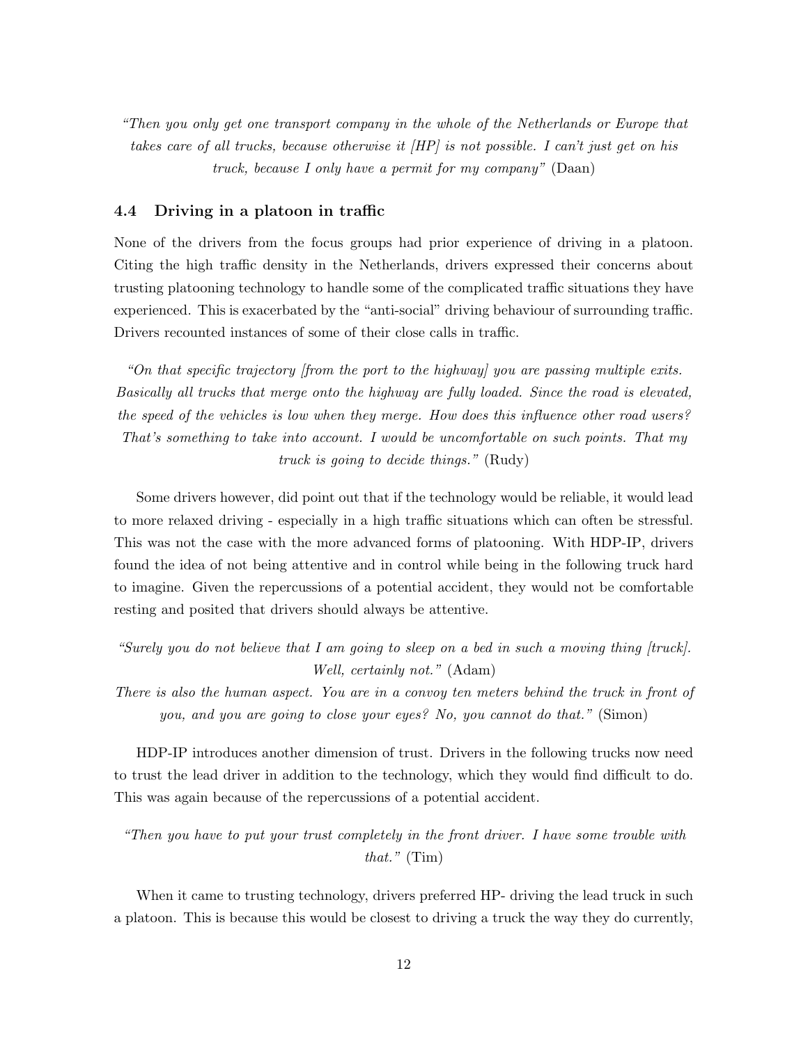*"Then you only get one transport company in the whole of the Netherlands or Europe that takes care of all trucks, because otherwise it [HP] is not possible. I can't just get on his truck, because I only have a permit for my company"* (Daan)

### 4.4 Driving in a platoon in traffic

None of the drivers from the focus groups had prior experience of driving in a platoon. Citing the high traffic density in the Netherlands, drivers expressed their concerns about trusting platooning technology to handle some of the complicated traffic situations they have experienced. This is exacerbated by the "anti-social" driving behaviour of surrounding traffic. Drivers recounted instances of some of their close calls in traffic.

*"On that specific trajectory [from the port to the highway] you are passing multiple exits. Basically all trucks that merge onto the highway are fully loaded. Since the road is elevated, the speed of the vehicles is low when they merge. How does this influence other road users? That's something to take into account. I would be uncomfortable on such points. That my truck is going to decide things."* (Rudy)

Some drivers however, did point out that if the technology would be reliable, it would lead to more relaxed driving - especially in a high traffic situations which can often be stressful. This was not the case with the more advanced forms of platooning. With HDP-IP, drivers found the idea of not being attentive and in control while being in the following truck hard to imagine. Given the repercussions of a potential accident, they would not be comfortable resting and posited that drivers should always be attentive.

*"Surely you do not believe that I am going to sleep on a bed in such a moving thing [truck]. Well, certainly not."* (Adam)

*There is also the human aspect. You are in a convoy ten meters behind the truck in front of you, and you are going to close your eyes? No, you cannot do that."* (Simon)

HDP-IP introduces another dimension of trust. Drivers in the following trucks now need to trust the lead driver in addition to the technology, which they would find difficult to do. This was again because of the repercussions of a potential accident.

*"Then you have to put your trust completely in the front driver. I have some trouble with that."* (Tim)

When it came to trusting technology, drivers preferred HP- driving the lead truck in such a platoon. This is because this would be closest to driving a truck the way they do currently,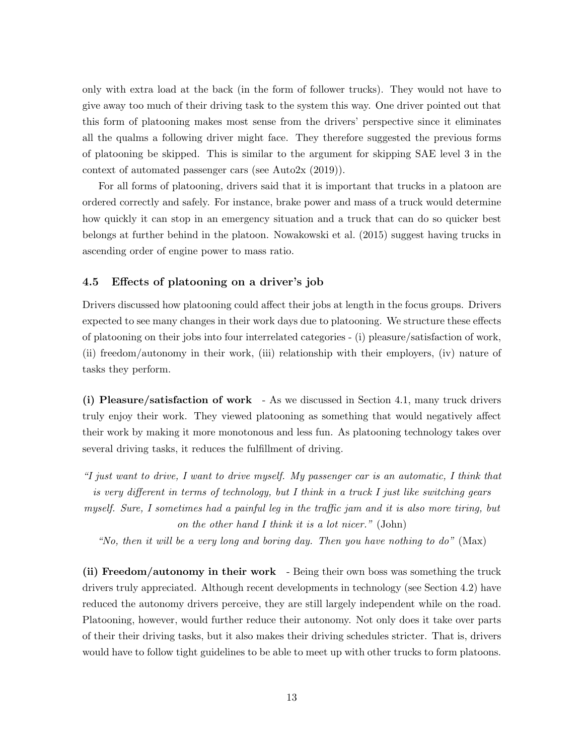only with extra load at the back (in the form of follower trucks). They would not have to give away too much of their driving task to the system this way. One driver pointed out that this form of platooning makes most sense from the drivers' perspective since it eliminates all the qualms a following driver might face. They therefore suggested the previous forms of platooning be skipped. This is similar to the argument for skipping SAE level 3 in the context of automated passenger cars (see Auto2x (2019)).

For all forms of platooning, drivers said that it is important that trucks in a platoon are ordered correctly and safely. For instance, brake power and mass of a truck would determine how quickly it can stop in an emergency situation and a truck that can do so quicker best belongs at further behind in the platoon. Nowakowski et al. (2015) suggest having trucks in ascending order of engine power to mass ratio.

### 4.5 Effects of platooning on a driver's job

Drivers discussed how platooning could affect their jobs at length in the focus groups. Drivers expected to see many changes in their work days due to platooning. We structure these effects of platooning on their jobs into four interrelated categories - (i) pleasure/satisfaction of work, (ii) freedom/autonomy in their work, (iii) relationship with their employers, (iv) nature of tasks they perform.

**(i) Pleasure/satisfaction of work** - As we discussed in Section 4.1, many truck drivers truly enjoy their work. They viewed platooning as something that would negatively affect their work by making it more monotonous and less fun. As platooning technology takes over several driving tasks, it reduces the fulfillment of driving.

*"I just want to drive, I want to drive myself. My passenger car is an automatic, I think that is very different in terms of technology, but I think in a truck I just like switching gears myself. Sure, I sometimes had a painful leg in the traffic jam and it is also more tiring, but on the other hand I think it is a lot nicer."* (John)

*"No, then it will be a very long and boring day. Then you have nothing to do"* (Max)

**(ii) Freedom/autonomy in their work** - Being their own boss was something the truck drivers truly appreciated. Although recent developments in technology (see Section 4.2) have reduced the autonomy drivers perceive, they are still largely independent while on the road. Platooning, however, would further reduce their autonomy. Not only does it take over parts of their their driving tasks, but it also makes their driving schedules stricter. That is, drivers would have to follow tight guidelines to be able to meet up with other trucks to form platoons.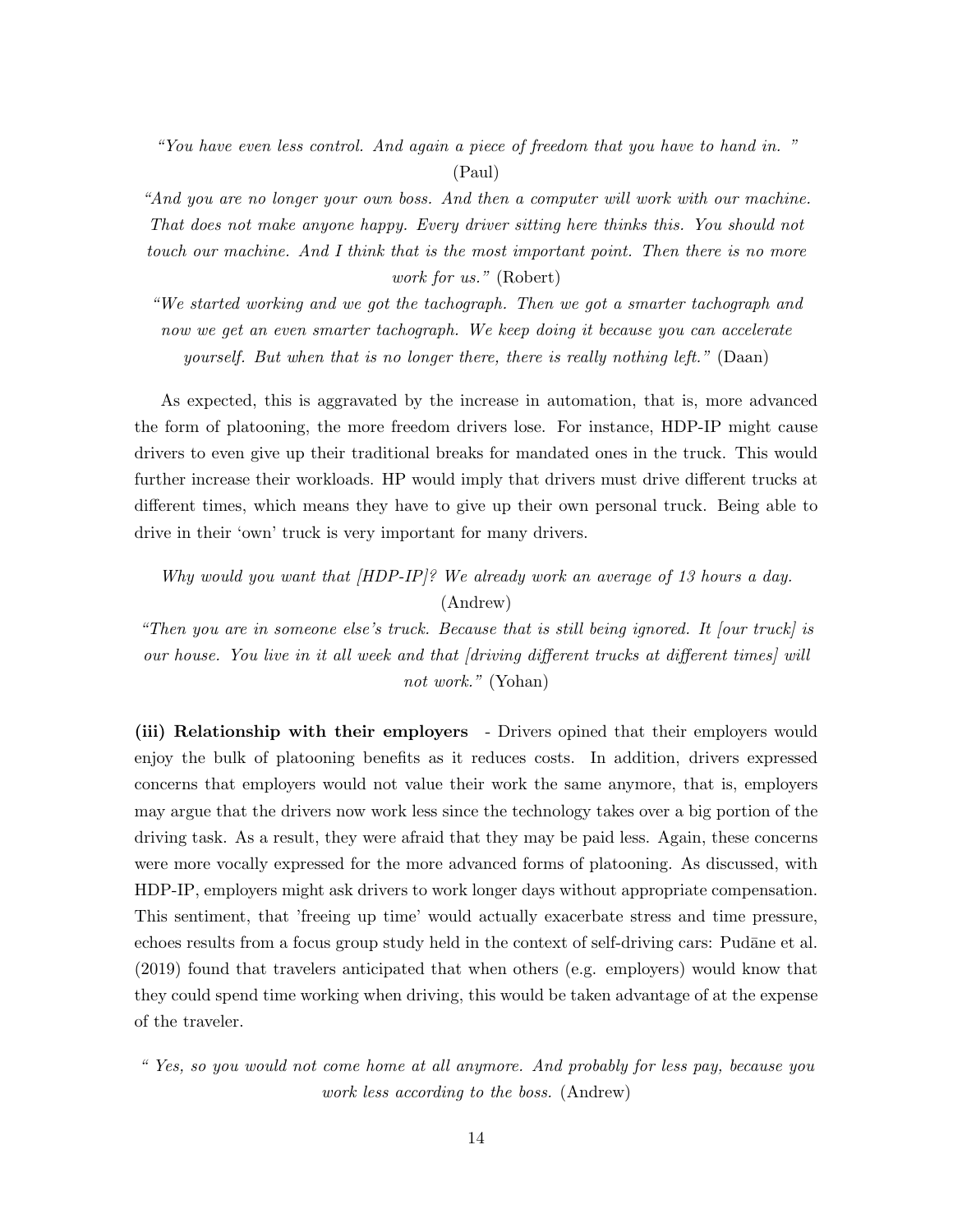*"You have even less control. And again a piece of freedom that you have to hand in. "* (Paul)

*"And you are no longer your own boss. And then a computer will work with our machine. That does not make anyone happy. Every driver sitting here thinks this. You should not touch our machine. And I think that is the most important point. Then there is no more work for us."* (Robert)

*"We started working and we got the tachograph. Then we got a smarter tachograph and now we get an even smarter tachograph. We keep doing it because you can accelerate yourself. But when that is no longer there, there is really nothing left."* (Daan)

As expected, this is aggravated by the increase in automation, that is, more advanced the form of platooning, the more freedom drivers lose. For instance, HDP-IP might cause drivers to even give up their traditional breaks for mandated ones in the truck. This would further increase their workloads. HP would imply that drivers must drive different trucks at different times, which means they have to give up their own personal truck. Being able to drive in their 'own' truck is very important for many drivers.

*Why would you want that [HDP-IP]? We already work an average of 13 hours a day.* (Andrew)

*"Then you are in someone else's truck. Because that is still being ignored. It [our truck] is our house. You live in it all week and that [driving different trucks at different times] will not work."* (Yohan)

**(iii) Relationship with their employers** - Drivers opined that their employers would enjoy the bulk of platooning benefits as it reduces costs. In addition, drivers expressed concerns that employers would not value their work the same anymore, that is, employers may argue that the drivers now work less since the technology takes over a big portion of the driving task. As a result, they were afraid that they may be paid less. Again, these concerns were more vocally expressed for the more advanced forms of platooning. As discussed, with HDP-IP, employers might ask drivers to work longer days without appropriate compensation. This sentiment, that 'freeing up time' would actually exacerbate stress and time pressure, echoes results from a focus group study held in the context of self-driving cars: Pudāne et al. (2019) found that travelers anticipated that when others (e.g. employers) would know that they could spend time working when driving, this would be taken advantage of at the expense of the traveler.

*" Yes, so you would not come home at all anymore. And probably for less pay, because you work less according to the boss.* (Andrew)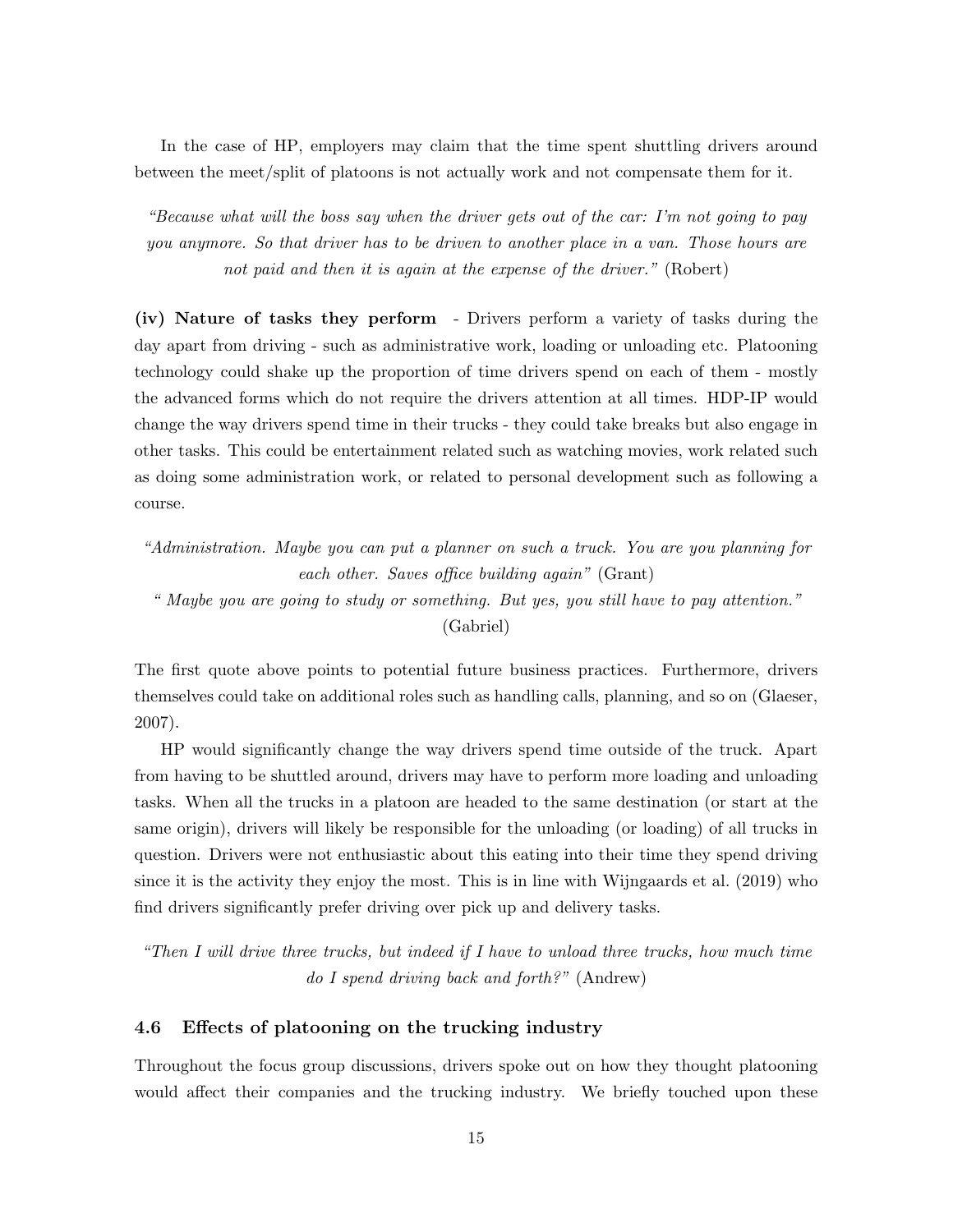In the case of HP, employers may claim that the time spent shuttling drivers around between the meet/split of platoons is not actually work and not compensate them for it.

> *"Because what will the boss say when the driver gets out of the car: I'm not going to pay you anymore. So that driver has to be driven to another place in a van. Those hours are not paid and then it is again at the expense of the driver."* (Robert)

**(iv) Nature of tasks they perform** - Drivers perform a variety of tasks during the day apart from driving - such as administrative work, loading or unloading etc. Platooning technology could shake up the proportion of time drivers spend on each of them - mostly the advanced forms which do not require the drivers attention at all times. HDP-IP would change the way drivers spend time in their trucks - they could take breaks but also engage in other tasks. This could be entertainment related such as watching movies, work related such as doing some administration work, or related to personal development such as following a course.

> *"Administration. Maybe you can put a planner on such a truck. You are you planning for each other. Saves office building again"* (Grant)
>
> *" Maybe you are going to study or something. But yes, you still have to pay attention."* (Gabriel)

The first quote above points to potential future business practices. Furthermore, drivers themselves could take on additional roles such as handling calls, planning, and so on (Glaeser, 2007).

HP would significantly change the way drivers spend time outside of the truck. Apart from having to be shuttled around, drivers may have to perform more loading and unloading tasks. When all the trucks in a platoon are headed to the same destination (or start at the same origin), drivers will likely be responsible for the unloading (or loading) of all trucks in question. Drivers were not enthusiastic about this eating into their time they spend driving since it is the activity they enjoy the most. This is in line with Wijngaards et al. (2019) who find drivers significantly prefer driving over pick up and delivery tasks.

> *"Then I will drive three trucks, but indeed if I have to unload three trucks, how much time do I spend driving back and forth?"* (Andrew)

### 4.6 Effects of platooning on the trucking industry

Throughout the focus group discussions, drivers spoke out on how they thought platooning would affect their companies and the trucking industry. We briefly touched upon these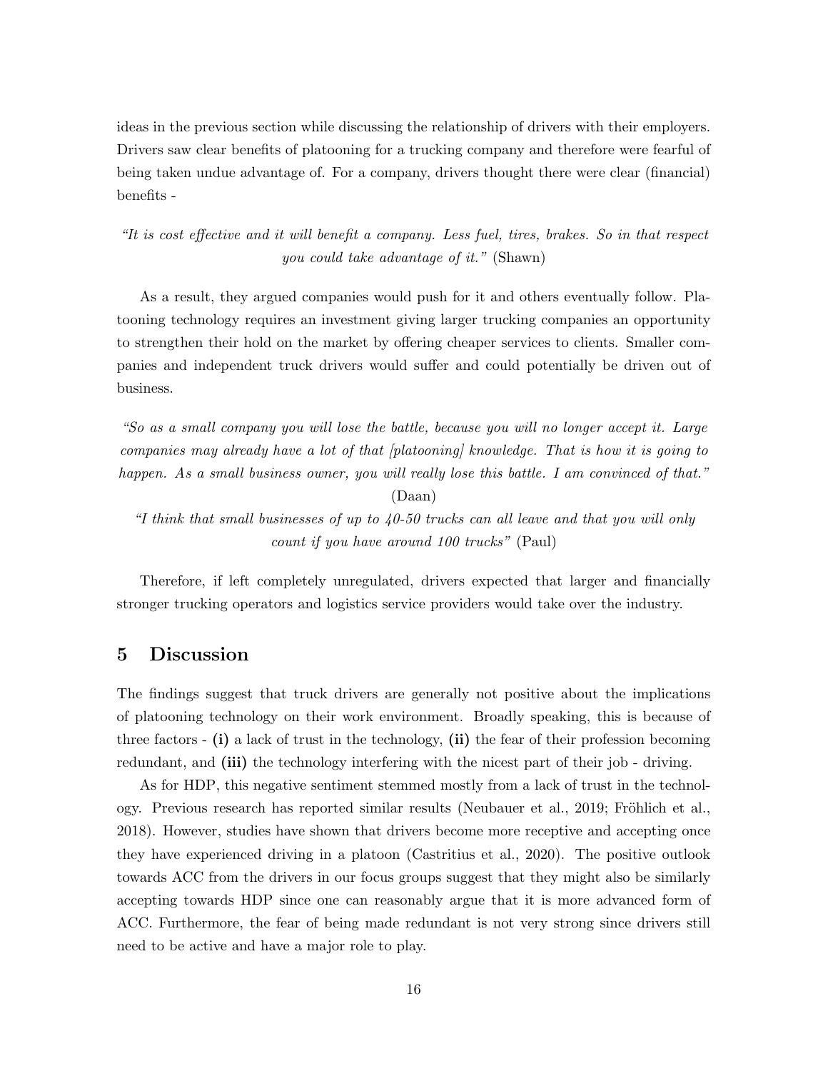ideas in the previous section while discussing the relationship of drivers with their employers. Drivers saw clear benefits of platooning for a trucking company and therefore were fearful of being taken undue advantage of. For a company, drivers thought there were clear (financial) benefits -

*"It is cost effective and it will benefit a company. Less fuel, tires, brakes. So in that respect you could take advantage of it."* (Shawn)

As a result, they argued companies would push for it and others eventually follow. Platooning technology requires an investment giving larger trucking companies an opportunity to strengthen their hold on the market by offering cheaper services to clients. Smaller companies and independent truck drivers would suffer and could potentially be driven out of business.

*"So as a small company you will lose the battle, because you will no longer accept it. Large companies may already have a lot of that [platooning] knowledge. That is how it is going to happen. As a small business owner, you will really lose this battle. I am convinced of that."* (Daan)

*"I think that small businesses of up to 40-50 trucks can all leave and that you will only count if you have around 100 trucks"* (Paul)

Therefore, if left completely unregulated, drivers expected that larger and financially stronger trucking operators and logistics service providers would take over the industry.

## 5 Discussion

The findings suggest that truck drivers are generally not positive about the implications of platooning technology on their work environment. Broadly speaking, this is because of three factors - **(i)** a lack of trust in the technology, **(ii)** the fear of their profession becoming redundant, and **(iii)** the technology interfering with the nicest part of their job - driving.

As for HDP, this negative sentiment stemmed mostly from a lack of trust in the technology. Previous research has reported similar results (Neubauer et al., 2019; Fröhlich et al., 2018). However, studies have shown that drivers become more receptive and accepting once they have experienced driving in a platoon (Castritius et al., 2020). The positive outlook towards ACC from the drivers in our focus groups suggest that they might also be similarly accepting towards HDP since one can reasonably argue that it is more advanced form of ACC. Furthermore, the fear of being made redundant is not very strong since drivers still need to be active and have a major role to play.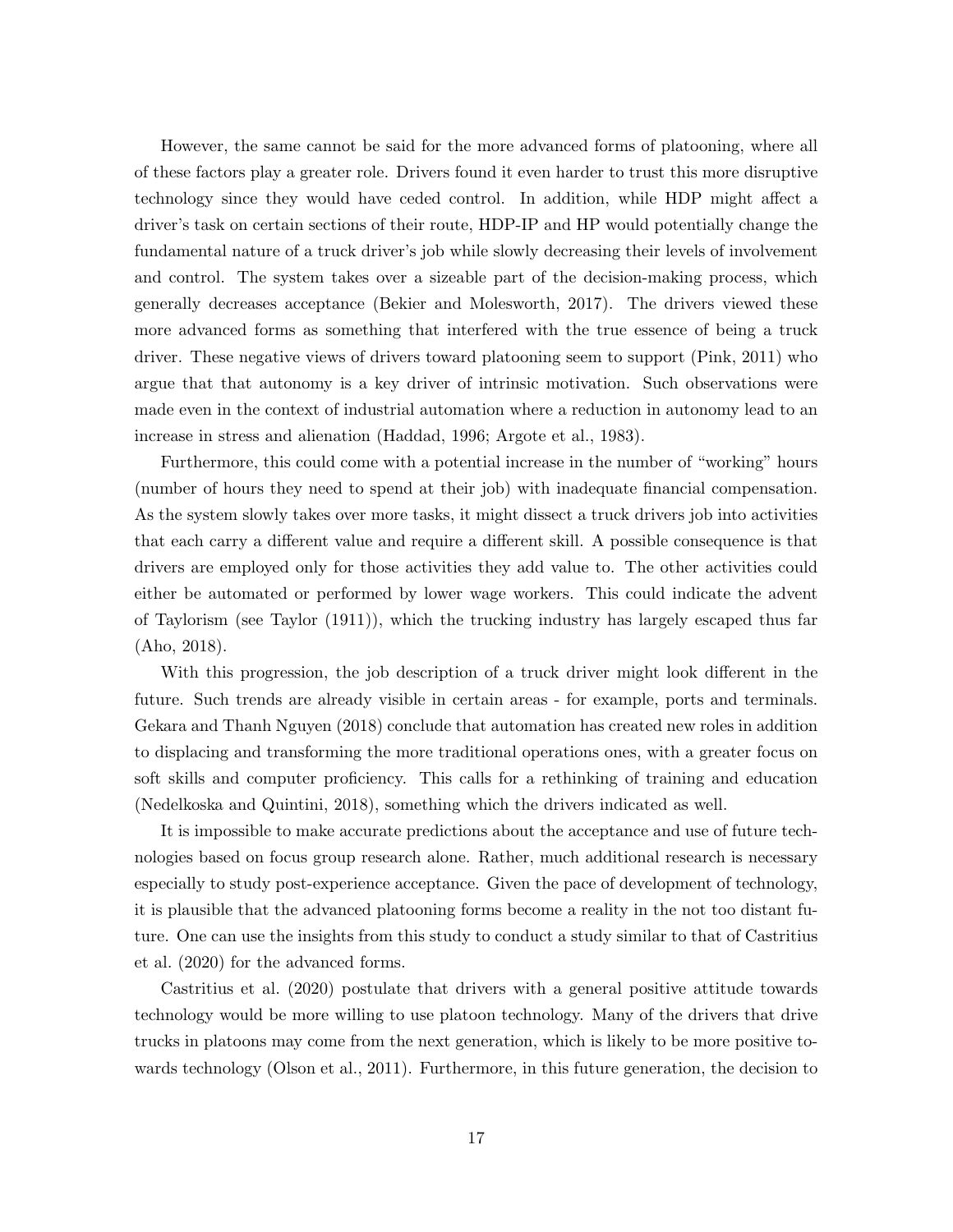However, the same cannot be said for the more advanced forms of platooning, where all of these factors play a greater role. Drivers found it even harder to trust this more disruptive technology since they would have ceded control. In addition, while HDP might affect a driver's task on certain sections of their route, HDP-IP and HP would potentially change the fundamental nature of a truck driver's job while slowly decreasing their levels of involvement and control. The system takes over a sizeable part of the decision-making process, which generally decreases acceptance (Bekier and Molesworth, 2017). The drivers viewed these more advanced forms as something that interfered with the true essence of being a truck driver. These negative views of drivers toward platooning seem to support (Pink, 2011) who argue that that autonomy is a key driver of intrinsic motivation. Such observations were made even in the context of industrial automation where a reduction in autonomy lead to an increase in stress and alienation (Haddad, 1996; Argote et al., 1983).

Furthermore, this could come with a potential increase in the number of "working" hours (number of hours they need to spend at their job) with inadequate financial compensation. As the system slowly takes over more tasks, it might dissect a truck drivers job into activities that each carry a different value and require a different skill. A possible consequence is that drivers are employed only for those activities they add value to. The other activities could either be automated or performed by lower wage workers. This could indicate the advent of Taylorism (see Taylor (1911)), which the trucking industry has largely escaped thus far (Aho, 2018).

With this progression, the job description of a truck driver might look different in the future. Such trends are already visible in certain areas - for example, ports and terminals. Gekara and Thanh Nguyen (2018) conclude that automation has created new roles in addition to displacing and transforming the more traditional operations ones, with a greater focus on soft skills and computer proficiency. This calls for a rethinking of training and education (Nedelkoska and Quintini, 2018), something which the drivers indicated as well.

It is impossible to make accurate predictions about the acceptance and use of future technologies based on focus group research alone. Rather, much additional research is necessary especially to study post-experience acceptance. Given the pace of development of technology, it is plausible that the advanced platooning forms become a reality in the not too distant future. One can use the insights from this study to conduct a study similar to that of Castritius et al. (2020) for the advanced forms.

Castritius et al. (2020) postulate that drivers with a general positive attitude towards technology would be more willing to use platoon technology. Many of the drivers that drive trucks in platoons may come from the next generation, which is likely to be more positive towards technology (Olson et al., 2011). Furthermore, in this future generation, the decision to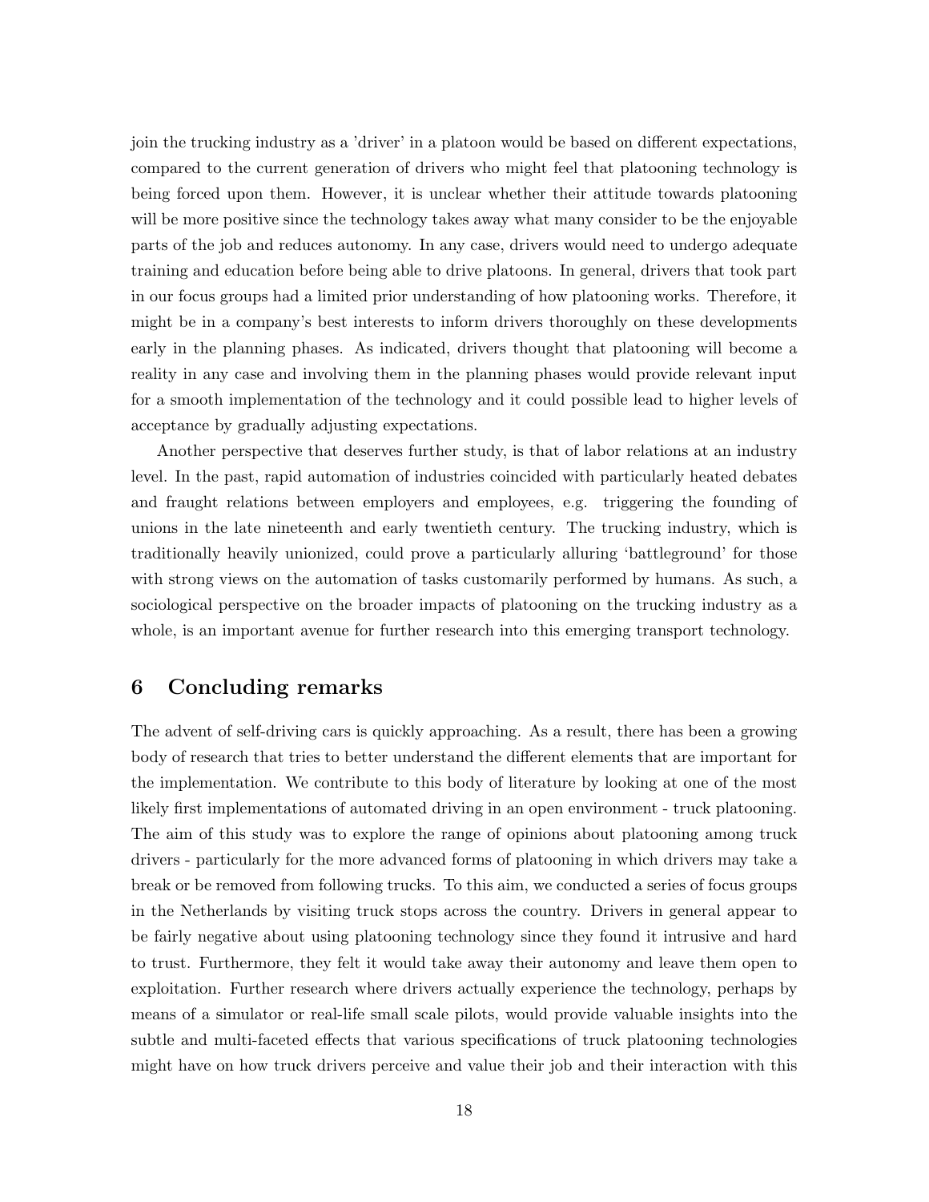join the trucking industry as a 'driver' in a platoon would be based on different expectations, compared to the current generation of drivers who might feel that platooning technology is being forced upon them. However, it is unclear whether their attitude towards platooning will be more positive since the technology takes away what many consider to be the enjoyable parts of the job and reduces autonomy. In any case, drivers would need to undergo adequate training and education before being able to drive platoons. In general, drivers that took part in our focus groups had a limited prior understanding of how platooning works. Therefore, it might be in a company's best interests to inform drivers thoroughly on these developments early in the planning phases. As indicated, drivers thought that platooning will become a reality in any case and involving them in the planning phases would provide relevant input for a smooth implementation of the technology and it could possible lead to higher levels of acceptance by gradually adjusting expectations.

Another perspective that deserves further study, is that of labor relations at an industry level. In the past, rapid automation of industries coincided with particularly heated debates and fraught relations between employers and employees, e.g. triggering the founding of unions in the late nineteenth and early twentieth century. The trucking industry, which is traditionally heavily unionized, could prove a particularly alluring 'battleground' for those with strong views on the automation of tasks customarily performed by humans. As such, a sociological perspective on the broader impacts of platooning on the trucking industry as a whole, is an important avenue for further research into this emerging transport technology.

## 6 Concluding remarks

The advent of self-driving cars is quickly approaching. As a result, there has been a growing body of research that tries to better understand the different elements that are important for the implementation. We contribute to this body of literature by looking at one of the most likely first implementations of automated driving in an open environment - truck platooning. The aim of this study was to explore the range of opinions about platooning among truck drivers - particularly for the more advanced forms of platooning in which drivers may take a break or be removed from following trucks. To this aim, we conducted a series of focus groups in the Netherlands by visiting truck stops across the country. Drivers in general appear to be fairly negative about using platooning technology since they found it intrusive and hard to trust. Furthermore, they felt it would take away their autonomy and leave them open to exploitation. Further research where drivers actually experience the technology, perhaps by means of a simulator or real-life small scale pilots, would provide valuable insights into the subtle and multi-faceted effects that various specifications of truck platooning technologies might have on how truck drivers perceive and value their job and their interaction with this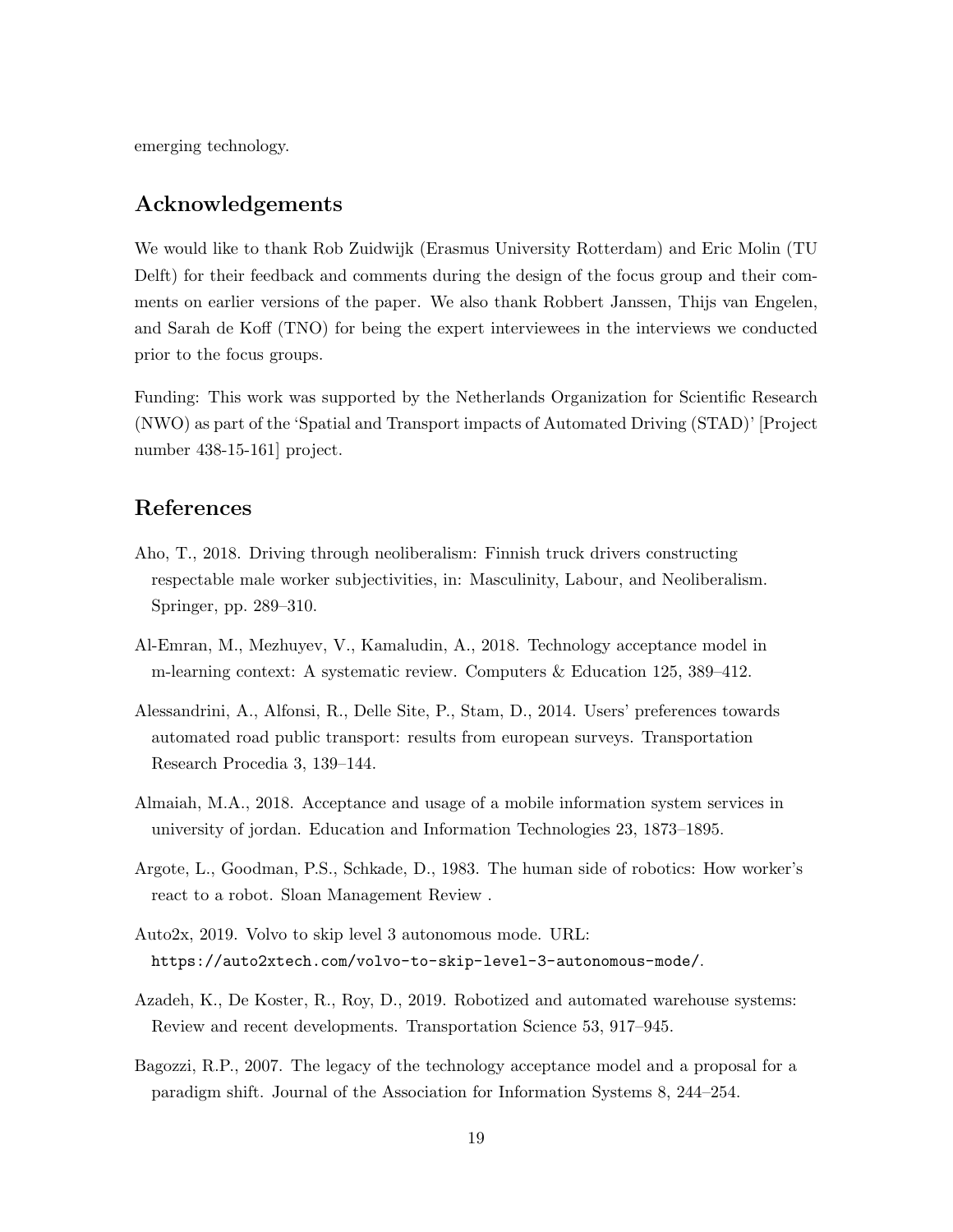emerging technology.

## Acknowledgements

We would like to thank Rob Zuidwijk (Erasmus University Rotterdam) and Eric Molin (TU Delft) for their feedback and comments during the design of the focus group and their comments on earlier versions of the paper. We also thank Robbert Janssen, Thijs van Engelen, and Sarah de Koff (TNO) for being the expert interviewees in the interviews we conducted prior to the focus groups.

Funding: This work was supported by the Netherlands Organization for Scientific Research (NWO) as part of the 'Spatial and Transport impacts of Automated Driving (STAD)' [Project number 438-15-161] project.

## References

Aho, T., 2018. Driving through neoliberalism: Finnish truck drivers constructing respectable male worker subjectivities, in: Masculinity, Labour, and Neoliberalism. Springer, pp. 289–310.

Al-Emran, M., Mezhuyev, V., Kamaludin, A., 2018. Technology acceptance model in m-learning context: A systematic review. Computers & Education 125, 389–412.

Alessandrini, A., Alfonsi, R., Delle Site, P., Stam, D., 2014. Users' preferences towards automated road public transport: results from european surveys. Transportation Research Procedia 3, 139–144.

Almaiah, M.A., 2018. Acceptance and usage of a mobile information system services in university of jordan. Education and Information Technologies 23, 1873–1895.

Argote, L., Goodman, P.S., Schkade, D., 1983. The human side of robotics: How worker's react to a robot. Sloan Management Review .

Auto2x, 2019. Volvo to skip level 3 autonomous mode. URL: https://auto2xtech.com/volvo-to-skip-level-3-autonomous-mode/.

Azadeh, K., De Koster, R., Roy, D., 2019. Robotized and automated warehouse systems: Review and recent developments. Transportation Science 53, 917–945.

Bagozzi, R.P., 2007. The legacy of the technology acceptance model and a proposal for a paradigm shift. Journal of the Association for Information Systems 8, 244–254.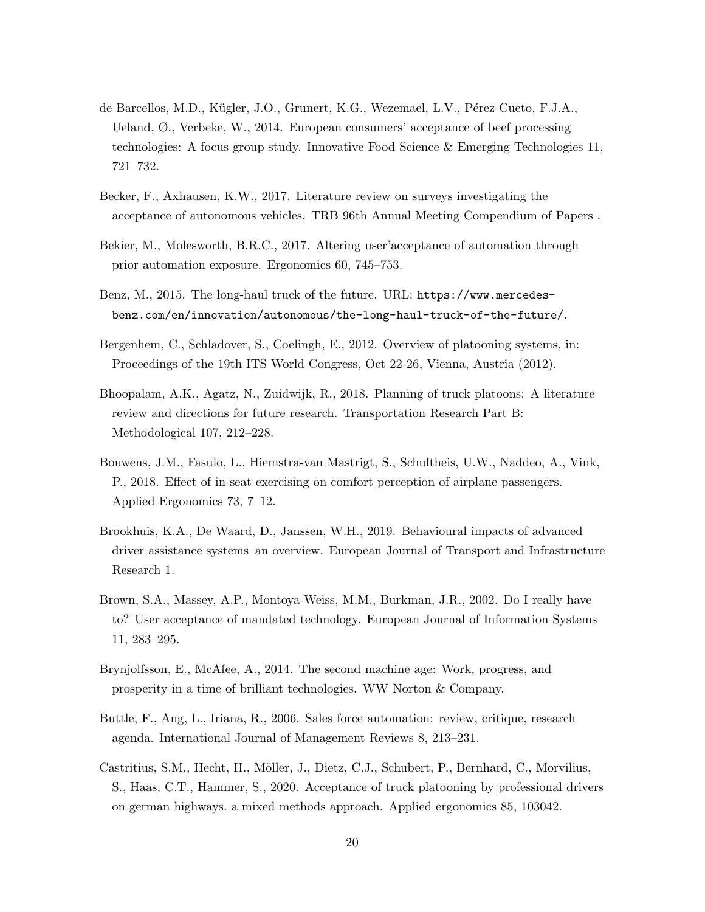de Barcellos, M.D., Kügler, J.O., Grunert, K.G., Wezemael, L.V., Pérez-Cueto, F.J.A., Ueland, Ø., Verbeke, W., 2014. European consumers' acceptance of beef processing technologies: A focus group study. Innovative Food Science & Emerging Technologies 11, 721–732.

Becker, F., Axhausen, K.W., 2017. Literature review on surveys investigating the acceptance of autonomous vehicles. TRB 96th Annual Meeting Compendium of Papers .

Bekier, M., Molesworth, B.R.C., 2017. Altering user'acceptance of automation through prior automation exposure. Ergonomics 60, 745–753.

Benz, M., 2015. The long-haul truck of the future. URL: `https://www.mercedes-benz.com/en/innovation/autonomous/the-long-haul-truck-of-the-future/`.

Bergenhem, C., Schladover, S., Coelingh, E., 2012. Overview of platooning systems, in: Proceedings of the 19th ITS World Congress, Oct 22-26, Vienna, Austria (2012).

Bhoopalam, A.K., Agatz, N., Zuidwijk, R., 2018. Planning of truck platoons: A literature review and directions for future research. Transportation Research Part B: Methodological 107, 212–228.

Bouwens, J.M., Fasulo, L., Hiemstra-van Mastrigt, S., Schultheis, U.W., Naddeo, A., Vink, P., 2018. Effect of in-seat exercising on comfort perception of airplane passengers. Applied Ergonomics 73, 7–12.

Brookhuis, K.A., De Waard, D., Janssen, W.H., 2019. Behavioural impacts of advanced driver assistance systems–an overview. European Journal of Transport and Infrastructure Research 1.

Brown, S.A., Massey, A.P., Montoya-Weiss, M.M., Burkman, J.R., 2002. Do I really have to? User acceptance of mandated technology. European Journal of Information Systems 11, 283–295.

Brynjolfsson, E., McAfee, A., 2014. The second machine age: Work, progress, and prosperity in a time of brilliant technologies. WW Norton & Company.

Buttle, F., Ang, L., Iriana, R., 2006. Sales force automation: review, critique, research agenda. International Journal of Management Reviews 8, 213–231.

Castritius, S.M., Hecht, H., Möller, J., Dietz, C.J., Schubert, P., Bernhard, C., Morvilius, S., Haas, C.T., Hammer, S., 2020. Acceptance of truck platooning by professional drivers on german highways. a mixed methods approach. Applied ergonomics 85, 103042.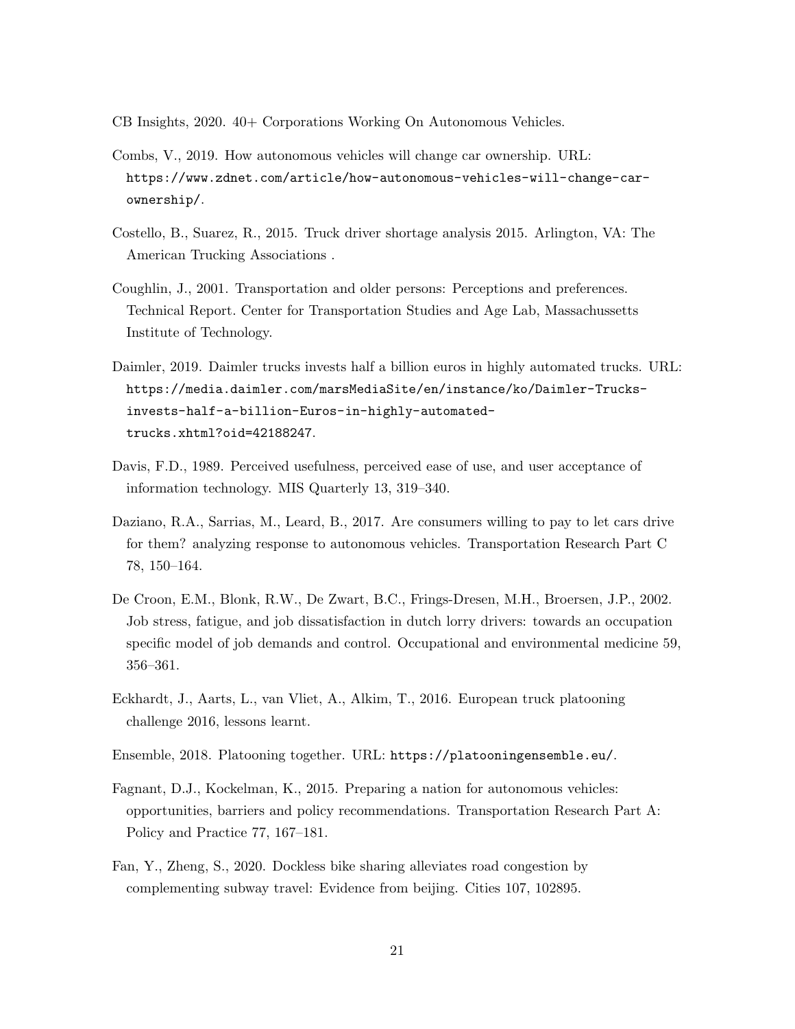CB Insights, 2020. 40+ Corporations Working On Autonomous Vehicles.

Combs, V., 2019. How autonomous vehicles will change car ownership. URL: https://www.zdnet.com/article/how-autonomous-vehicles-will-change-car-ownership/.

Costello, B., Suarez, R., 2015. Truck driver shortage analysis 2015. Arlington, VA: The American Trucking Associations .

Coughlin, J., 2001. Transportation and older persons: Perceptions and preferences. Technical Report. Center for Transportation Studies and Age Lab, Massachussetts Institute of Technology.

Daimler, 2019. Daimler trucks invests half a billion euros in highly automated trucks. URL: https://media.daimler.com/marsMediaSite/en/instance/ko/Daimler-Trucks-invests-half-a-billion-Euros-in-highly-automated-trucks.xhtml?oid=42188247.

Davis, F.D., 1989. Perceived usefulness, perceived ease of use, and user acceptance of information technology. MIS Quarterly 13, 319–340.

Daziano, R.A., Sarrias, M., Leard, B., 2017. Are consumers willing to pay to let cars drive for them? analyzing response to autonomous vehicles. Transportation Research Part C 78, 150–164.

De Croon, E.M., Blonk, R.W., De Zwart, B.C., Frings-Dresen, M.H., Broersen, J.P., 2002. Job stress, fatigue, and job dissatisfaction in dutch lorry drivers: towards an occupation specific model of job demands and control. Occupational and environmental medicine 59, 356–361.

Eckhardt, J., Aarts, L., van Vliet, A., Alkim, T., 2016. European truck platooning challenge 2016, lessons learnt.

Ensemble, 2018. Platooning together. URL: https://platooningensemble.eu/.

Fagnant, D.J., Kockelman, K., 2015. Preparing a nation for autonomous vehicles: opportunities, barriers and policy recommendations. Transportation Research Part A: Policy and Practice 77, 167–181.

Fan, Y., Zheng, S., 2020. Dockless bike sharing alleviates road congestion by complementing subway travel: Evidence from beijing. Cities 107, 102895.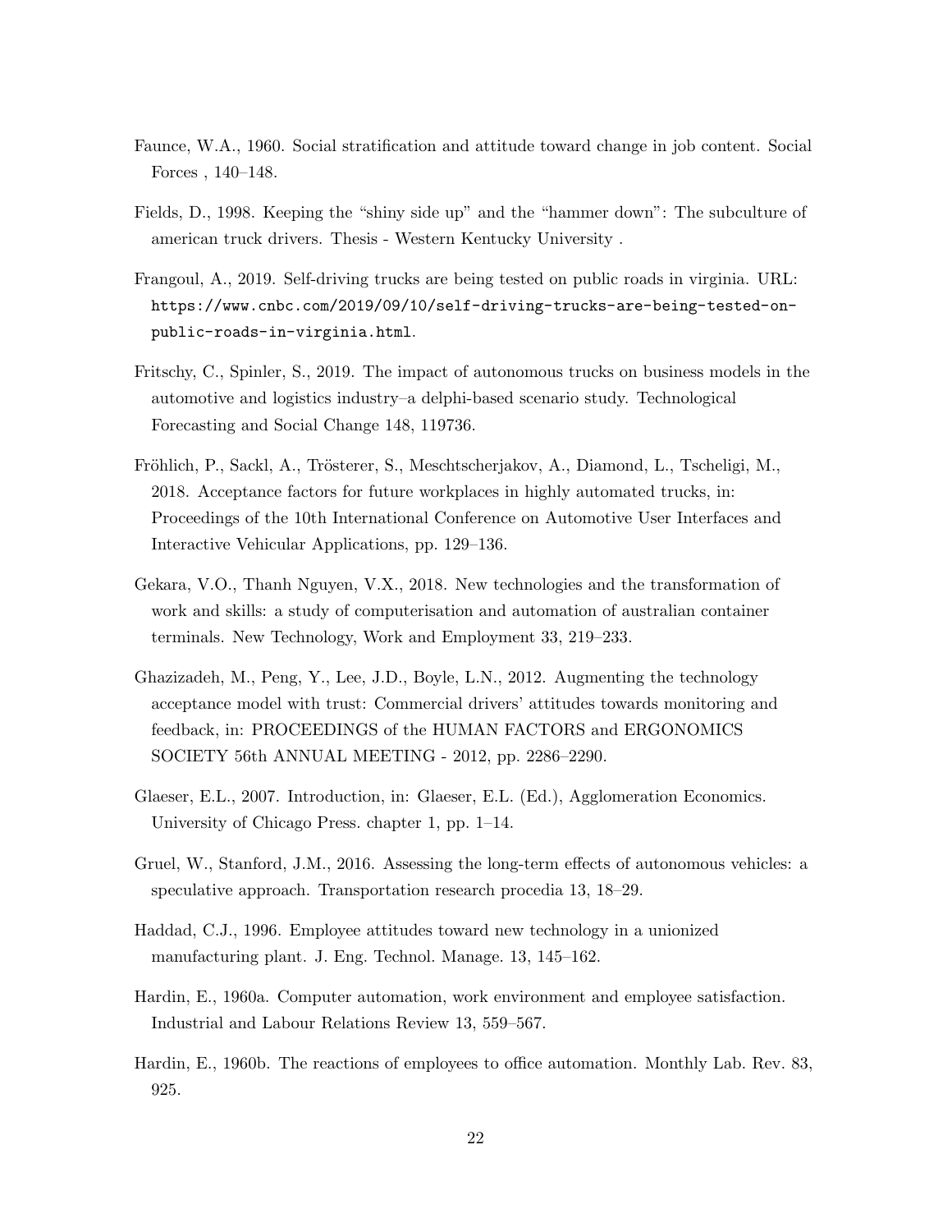Faunce, W.A., 1960. Social stratification and attitude toward change in job content. Social Forces , 140–148.

Fields, D., 1998. Keeping the "shiny side up" and the "hammer down": The subculture of american truck drivers. Thesis - Western Kentucky University .

Frangoul, A., 2019. Self-driving trucks are being tested on public roads in virginia. URL: https://www.cnbc.com/2019/09/10/self-driving-trucks-are-being-tested-on-public-roads-in-virginia.html.

Fritschy, C., Spinler, S., 2019. The impact of autonomous trucks on business models in the automotive and logistics industry–a delphi-based scenario study. Technological Forecasting and Social Change 148, 119736.

Fröhlich, P., Sackl, A., Trösterer, S., Meschtscherjakov, A., Diamond, L., Tscheligi, M., 2018. Acceptance factors for future workplaces in highly automated trucks, in: Proceedings of the 10th International Conference on Automotive User Interfaces and Interactive Vehicular Applications, pp. 129–136.

Gekara, V.O., Thanh Nguyen, V.X., 2018. New technologies and the transformation of work and skills: a study of computerisation and automation of australian container terminals. New Technology, Work and Employment 33, 219–233.

Ghazizadeh, M., Peng, Y., Lee, J.D., Boyle, L.N., 2012. Augmenting the technology acceptance model with trust: Commercial drivers' attitudes towards monitoring and feedback, in: PROCEEDINGS of the HUMAN FACTORS and ERGONOMICS SOCIETY 56th ANNUAL MEETING - 2012, pp. 2286–2290.

Glaeser, E.L., 2007. Introduction, in: Glaeser, E.L. (Ed.), Agglomeration Economics. University of Chicago Press. chapter 1, pp. 1–14.

Gruel, W., Stanford, J.M., 2016. Assessing the long-term effects of autonomous vehicles: a speculative approach. Transportation research procedia 13, 18–29.

Haddad, C.J., 1996. Employee attitudes toward new technology in a unionized manufacturing plant. J. Eng. Technol. Manage. 13, 145–162.

Hardin, E., 1960a. Computer automation, work environment and employee satisfaction. Industrial and Labour Relations Review 13, 559–567.

Hardin, E., 1960b. The reactions of employees to office automation. Monthly Lab. Rev. 83, 925.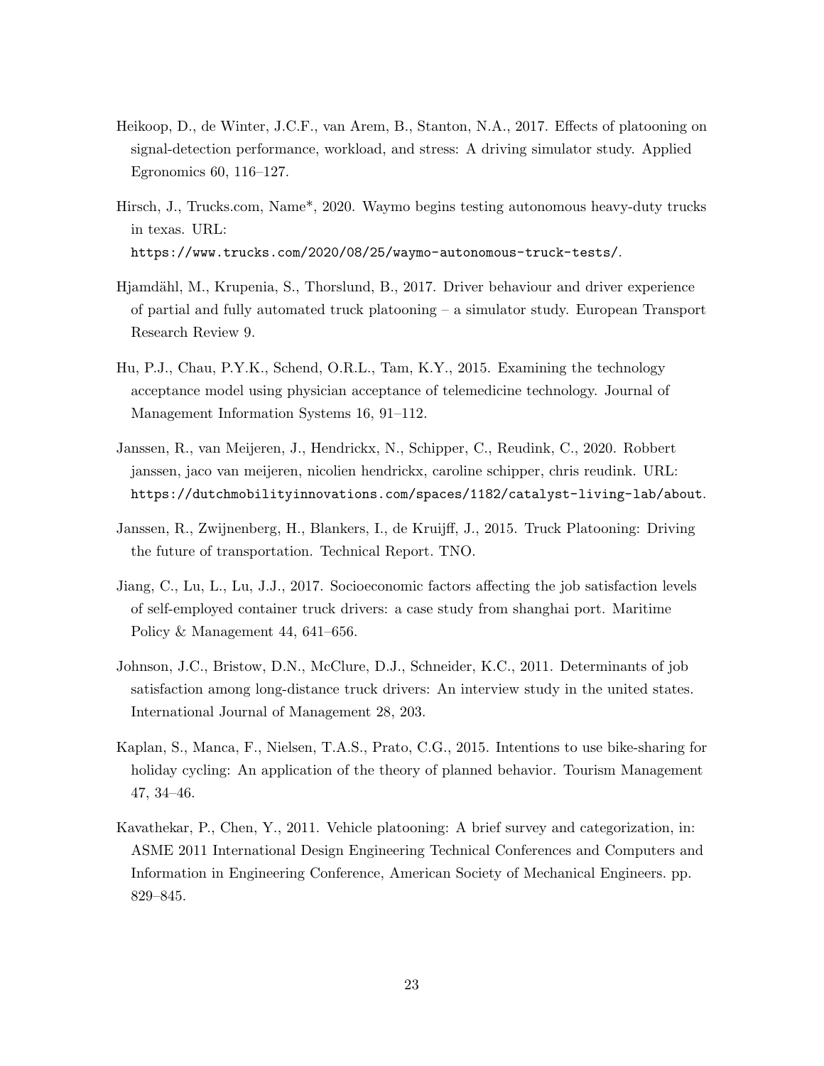Heikoop, D., de Winter, J.C.F., van Arem, B., Stanton, N.A., 2017. Effects of platooning on signal-detection performance, workload, and stress: A driving simulator study. Applied Egronomics 60, 116–127.

Hirsch, J., Trucks.com, Name*, 2020. Waymo begins testing autonomous heavy-duty trucks in texas. URL: https://www.trucks.com/2020/08/25/waymo-autonomous-truck-tests/.

Hjamdähl, M., Krupenia, S., Thorslund, B., 2017. Driver behaviour and driver experience of partial and fully automated truck platooning – a simulator study. European Transport Research Review 9.

Hu, P.J., Chau, P.Y.K., Schend, O.R.L., Tam, K.Y., 2015. Examining the technology acceptance model using physician acceptance of telemedicine technology. Journal of Management Information Systems 16, 91–112.

Janssen, R., van Meijeren, J., Hendrickx, N., Schipper, C., Reudink, C., 2020. Robbert janssen, jaco van meijeren, nicolien hendrickx, caroline schipper, chris reudink. URL: https://dutchmobilityinnovations.com/spaces/1182/catalyst-living-lab/about.

Janssen, R., Zwijnenberg, H., Blankers, I., de Kruijff, J., 2015. Truck Platooning: Driving the future of transportation. Technical Report. TNO.

Jiang, C., Lu, L., Lu, J.J., 2017. Socioeconomic factors affecting the job satisfaction levels of self-employed container truck drivers: a case study from shanghai port. Maritime Policy & Management 44, 641–656.

Johnson, J.C., Bristow, D.N., McClure, D.J., Schneider, K.C., 2011. Determinants of job satisfaction among long-distance truck drivers: An interview study in the united states. International Journal of Management 28, 203.

Kaplan, S., Manca, F., Nielsen, T.A.S., Prato, C.G., 2015. Intentions to use bike-sharing for holiday cycling: An application of the theory of planned behavior. Tourism Management 47, 34–46.

Kavathekar, P., Chen, Y., 2011. Vehicle platooning: A brief survey and categorization, in: ASME 2011 International Design Engineering Technical Conferences and Computers and Information in Engineering Conference, American Society of Mechanical Engineers. pp. 829–845.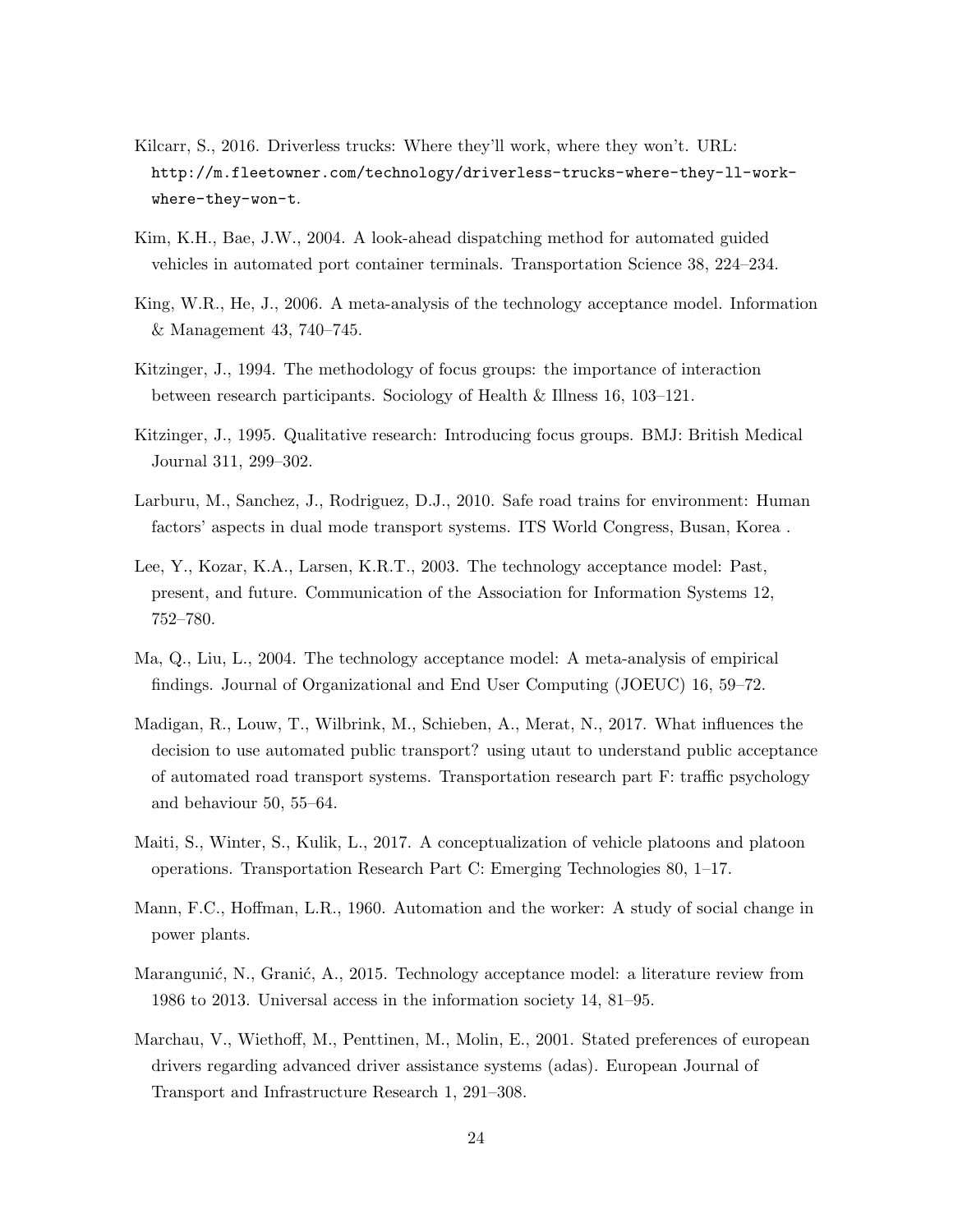Kilcarr, S., 2016. Driverless trucks: Where they'll work, where they won't. URL: `http://m.fleetowner.com/technology/driverless-trucks-where-they-ll-work-where-they-won-t`.

Kim, K.H., Bae, J.W., 2004. A look-ahead dispatching method for automated guided vehicles in automated port container terminals. Transportation Science 38, 224–234.

King, W.R., He, J., 2006. A meta-analysis of the technology acceptance model. Information & Management 43, 740–745.

Kitzinger, J., 1994. The methodology of focus groups: the importance of interaction between research participants. Sociology of Health & Illness 16, 103–121.

Kitzinger, J., 1995. Qualitative research: Introducing focus groups. BMJ: British Medical Journal 311, 299–302.

Larburu, M., Sanchez, J., Rodriguez, D.J., 2010. Safe road trains for environment: Human factors' aspects in dual mode transport systems. ITS World Congress, Busan, Korea .

Lee, Y., Kozar, K.A., Larsen, K.R.T., 2003. The technology acceptance model: Past, present, and future. Communication of the Association for Information Systems 12, 752–780.

Ma, Q., Liu, L., 2004. The technology acceptance model: A meta-analysis of empirical findings. Journal of Organizational and End User Computing (JOEUC) 16, 59–72.

Madigan, R., Louw, T., Wilbrink, M., Schieben, A., Merat, N., 2017. What influences the decision to use automated public transport? using utaut to understand public acceptance of automated road transport systems. Transportation research part F: traffic psychology and behaviour 50, 55–64.

Maiti, S., Winter, S., Kulik, L., 2017. A conceptualization of vehicle platoons and platoon operations. Transportation Research Part C: Emerging Technologies 80, 1–17.

Mann, F.C., Hoffman, L.R., 1960. Automation and the worker: A study of social change in power plants.

Marangunić, N., Granić, A., 2015. Technology acceptance model: a literature review from 1986 to 2013. Universal access in the information society 14, 81–95.

Marchau, V., Wiethoff, M., Penttinen, M., Molin, E., 2001. Stated preferences of european drivers regarding advanced driver assistance systems (adas). European Journal of Transport and Infrastructure Research 1, 291–308.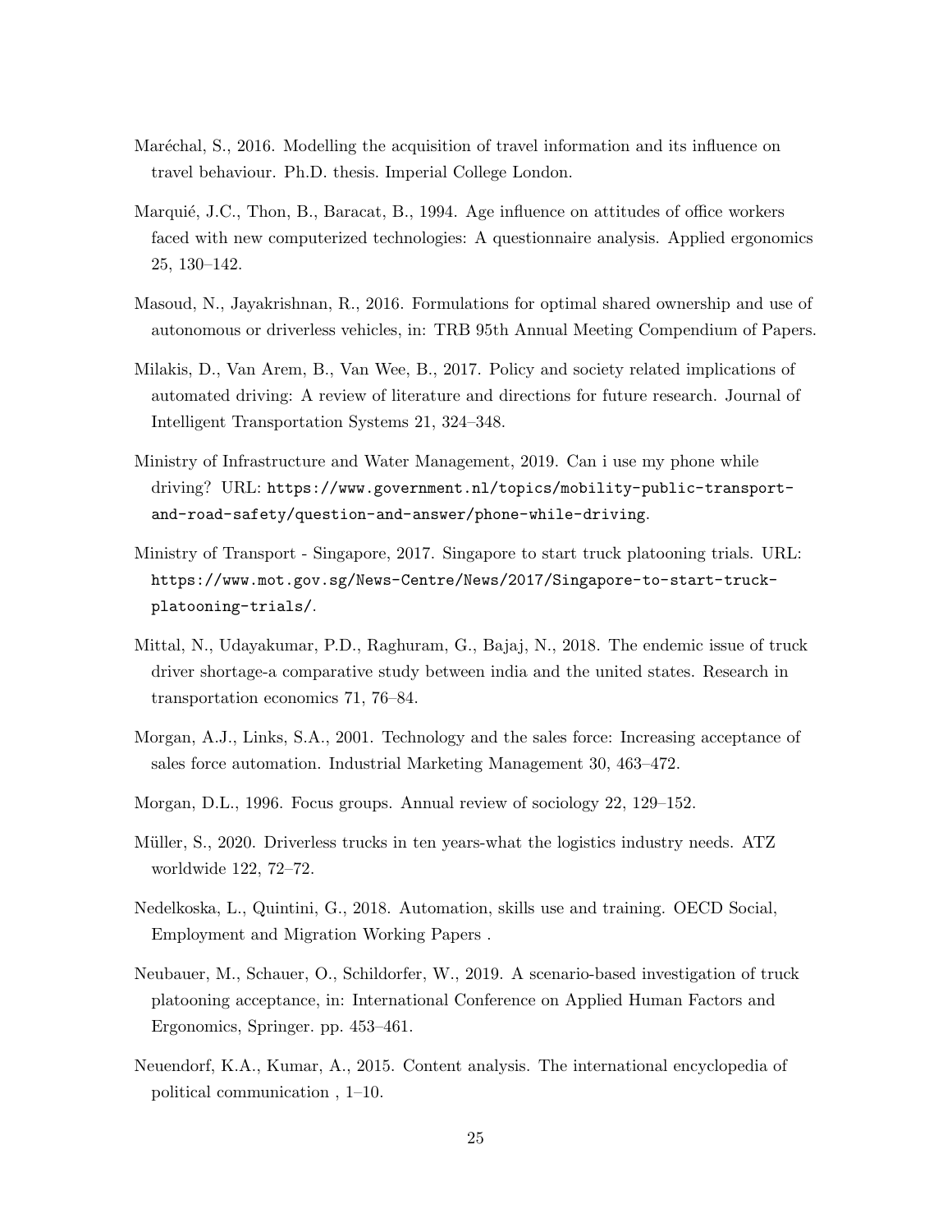Maréchal, S., 2016. Modelling the acquisition of travel information and its influence on travel behaviour. Ph.D. thesis. Imperial College London.

Marquié, J.C., Thon, B., Baracat, B., 1994. Age influence on attitudes of office workers faced with new computerized technologies: A questionnaire analysis. Applied ergonomics 25, 130–142.

Masoud, N., Jayakrishnan, R., 2016. Formulations for optimal shared ownership and use of autonomous or driverless vehicles, in: TRB 95th Annual Meeting Compendium of Papers.

Milakis, D., Van Arem, B., Van Wee, B., 2017. Policy and society related implications of automated driving: A review of literature and directions for future research. Journal of Intelligent Transportation Systems 21, 324–348.

Ministry of Infrastructure and Water Management, 2019. Can i use my phone while driving? URL: https://www.government.nl/topics/mobility-public-transport-and-road-safety/question-and-answer/phone-while-driving.

Ministry of Transport - Singapore, 2017. Singapore to start truck platooning trials. URL: https://www.mot.gov.sg/News-Centre/News/2017/Singapore-to-start-truck-platooning-trials/.

Mittal, N., Udayakumar, P.D., Raghuram, G., Bajaj, N., 2018. The endemic issue of truck driver shortage-a comparative study between india and the united states. Research in transportation economics 71, 76–84.

Morgan, A.J., Links, S.A., 2001. Technology and the sales force: Increasing acceptance of sales force automation. Industrial Marketing Management 30, 463–472.

Morgan, D.L., 1996. Focus groups. Annual review of sociology 22, 129–152.

Müller, S., 2020. Driverless trucks in ten years-what the logistics industry needs. ATZ worldwide 122, 72–72.

Nedelkoska, L., Quintini, G., 2018. Automation, skills use and training. OECD Social, Employment and Migration Working Papers .

Neubauer, M., Schauer, O., Schildorfer, W., 2019. A scenario-based investigation of truck platooning acceptance, in: International Conference on Applied Human Factors and Ergonomics, Springer. pp. 453–461.

Neuendorf, K.A., Kumar, A., 2015. Content analysis. The international encyclopedia of political communication , 1–10.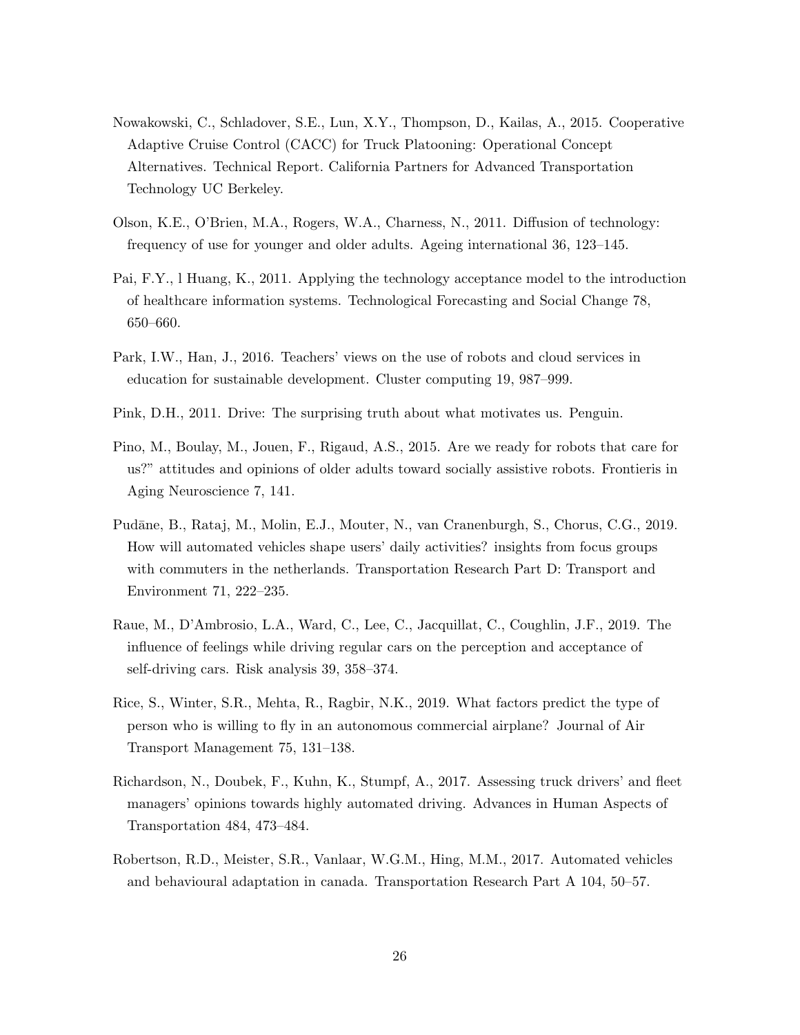Nowakowski, C., Schladover, S.E., Lun, X.Y., Thompson, D., Kailas, A., 2015. Cooperative Adaptive Cruise Control (CACC) for Truck Platooning: Operational Concept Alternatives. Technical Report. California Partners for Advanced Transportation Technology UC Berkeley.

Olson, K.E., O'Brien, M.A., Rogers, W.A., Charness, N., 2011. Diffusion of technology: frequency of use for younger and older adults. Ageing international 36, 123–145.

Pai, F.Y., l Huang, K., 2011. Applying the technology acceptance model to the introduction of healthcare information systems. Technological Forecasting and Social Change 78, 650–660.

Park, I.W., Han, J., 2016. Teachers' views on the use of robots and cloud services in education for sustainable development. Cluster computing 19, 987–999.

Pink, D.H., 2011. Drive: The surprising truth about what motivates us. Penguin.

Pino, M., Boulay, M., Jouen, F., Rigaud, A.S., 2015. Are we ready for robots that care for us?" attitudes and opinions of older adults toward socially assistive robots. Frontieris in Aging Neuroscience 7, 141.

Pudāne, B., Rataj, M., Molin, E.J., Mouter, N., van Cranenburgh, S., Chorus, C.G., 2019. How will automated vehicles shape users' daily activities? insights from focus groups with commuters in the netherlands. Transportation Research Part D: Transport and Environment 71, 222–235.

Raue, M., D'Ambrosio, L.A., Ward, C., Lee, C., Jacquillat, C., Coughlin, J.F., 2019. The influence of feelings while driving regular cars on the perception and acceptance of self-driving cars. Risk analysis 39, 358–374.

Rice, S., Winter, S.R., Mehta, R., Ragbir, N.K., 2019. What factors predict the type of person who is willing to fly in an autonomous commercial airplane? Journal of Air Transport Management 75, 131–138.

Richardson, N., Doubek, F., Kuhn, K., Stumpf, A., 2017. Assessing truck drivers' and fleet managers' opinions towards highly automated driving. Advances in Human Aspects of Transportation 484, 473–484.

Robertson, R.D., Meister, S.R., Vanlaar, W.G.M., Hing, M.M., 2017. Automated vehicles and behavioural adaptation in canada. Transportation Research Part A 104, 50–57.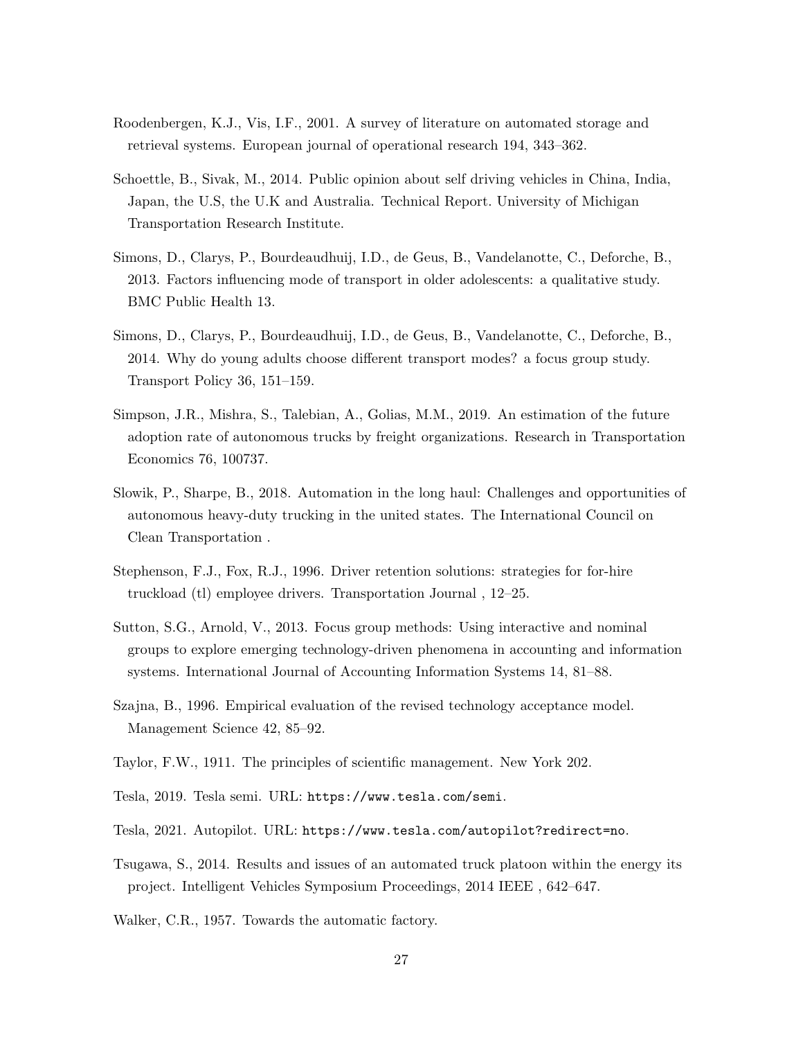Roodenbergen, K.J., Vis, I.F., 2001. A survey of literature on automated storage and retrieval systems. European journal of operational research 194, 343–362.

Schoettle, B., Sivak, M., 2014. Public opinion about self driving vehicles in China, India, Japan, the U.S, the U.K and Australia. Technical Report. University of Michigan Transportation Research Institute.

Simons, D., Clarys, P., Bourdeaudhuij, I.D., de Geus, B., Vandelanotte, C., Deforche, B., 2013. Factors influencing mode of transport in older adolescents: a qualitative study. BMC Public Health 13.

Simons, D., Clarys, P., Bourdeaudhuij, I.D., de Geus, B., Vandelanotte, C., Deforche, B., 2014. Why do young adults choose different transport modes? a focus group study. Transport Policy 36, 151–159.

Simpson, J.R., Mishra, S., Talebian, A., Golias, M.M., 2019. An estimation of the future adoption rate of autonomous trucks by freight organizations. Research in Transportation Economics 76, 100737.

Slowik, P., Sharpe, B., 2018. Automation in the long haul: Challenges and opportunities of autonomous heavy-duty trucking in the united states. The International Council on Clean Transportation .

Stephenson, F.J., Fox, R.J., 1996. Driver retention solutions: strategies for for-hire truckload (tl) employee drivers. Transportation Journal , 12–25.

Sutton, S.G., Arnold, V., 2013. Focus group methods: Using interactive and nominal groups to explore emerging technology-driven phenomena in accounting and information systems. International Journal of Accounting Information Systems 14, 81–88.

Szajna, B., 1996. Empirical evaluation of the revised technology acceptance model. Management Science 42, 85–92.

Taylor, F.W., 1911. The principles of scientific management. New York 202.

Tesla, 2019. Tesla semi. URL: https://www.tesla.com/semi.

Tesla, 2021. Autopilot. URL: https://www.tesla.com/autopilot?redirect=no.

Tsugawa, S., 2014. Results and issues of an automated truck platoon within the energy its project. Intelligent Vehicles Symposium Proceedings, 2014 IEEE , 642–647.

Walker, C.R., 1957. Towards the automatic factory.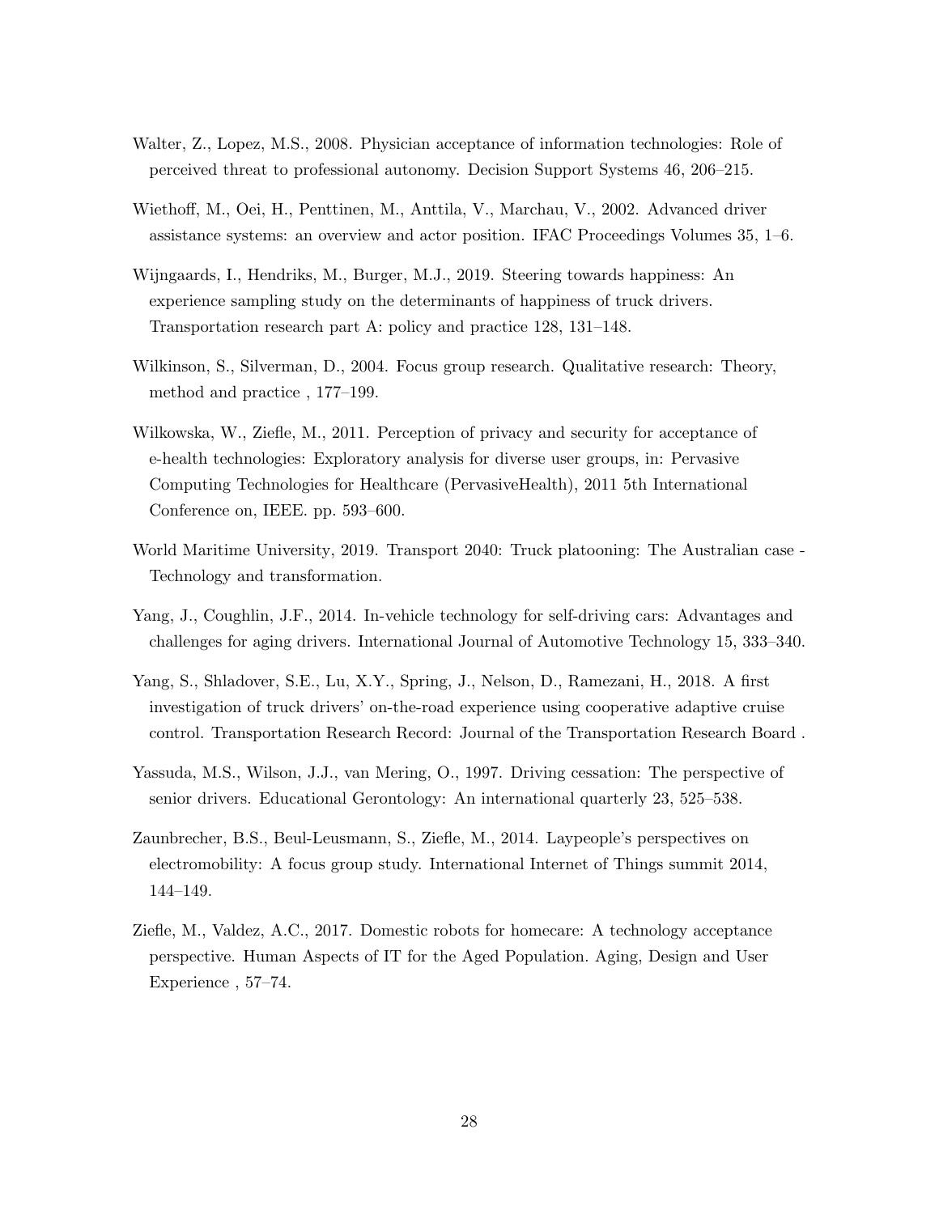Walter, Z., Lopez, M.S., 2008. Physician acceptance of information technologies: Role of perceived threat to professional autonomy. Decision Support Systems 46, 206–215.

Wiethoff, M., Oei, H., Penttinen, M., Anttila, V., Marchau, V., 2002. Advanced driver assistance systems: an overview and actor position. IFAC Proceedings Volumes 35, 1–6.

Wijngaards, I., Hendriks, M., Burger, M.J., 2019. Steering towards happiness: An experience sampling study on the determinants of happiness of truck drivers. Transportation research part A: policy and practice 128, 131–148.

Wilkinson, S., Silverman, D., 2004. Focus group research. Qualitative research: Theory, method and practice , 177–199.

Wilkowska, W., Ziefle, M., 2011. Perception of privacy and security for acceptance of e-health technologies: Exploratory analysis for diverse user groups, in: Pervasive Computing Technologies for Healthcare (PervasiveHealth), 2011 5th International Conference on, IEEE. pp. 593–600.

World Maritime University, 2019. Transport 2040: Truck platooning: The Australian case - Technology and transformation.

Yang, J., Coughlin, J.F., 2014. In-vehicle technology for self-driving cars: Advantages and challenges for aging drivers. International Journal of Automotive Technology 15, 333–340.

Yang, S., Shladover, S.E., Lu, X.Y., Spring, J., Nelson, D., Ramezani, H., 2018. A first investigation of truck drivers' on-the-road experience using cooperative adaptive cruise control. Transportation Research Record: Journal of the Transportation Research Board .

Yassuda, M.S., Wilson, J.J., van Mering, O., 1997. Driving cessation: The perspective of senior drivers. Educational Gerontology: An international quarterly 23, 525–538.

Zaunbrecher, B.S., Beul-Leusmann, S., Ziefle, M., 2014. Laypeople's perspectives on electromobility: A focus group study. International Internet of Things summit 2014, 144–149.

Ziefle, M., Valdez, A.C., 2017. Domestic robots for homecare: A technology acceptance perspective. Human Aspects of IT for the Aged Population. Aging, Design and User Experience , 57–74.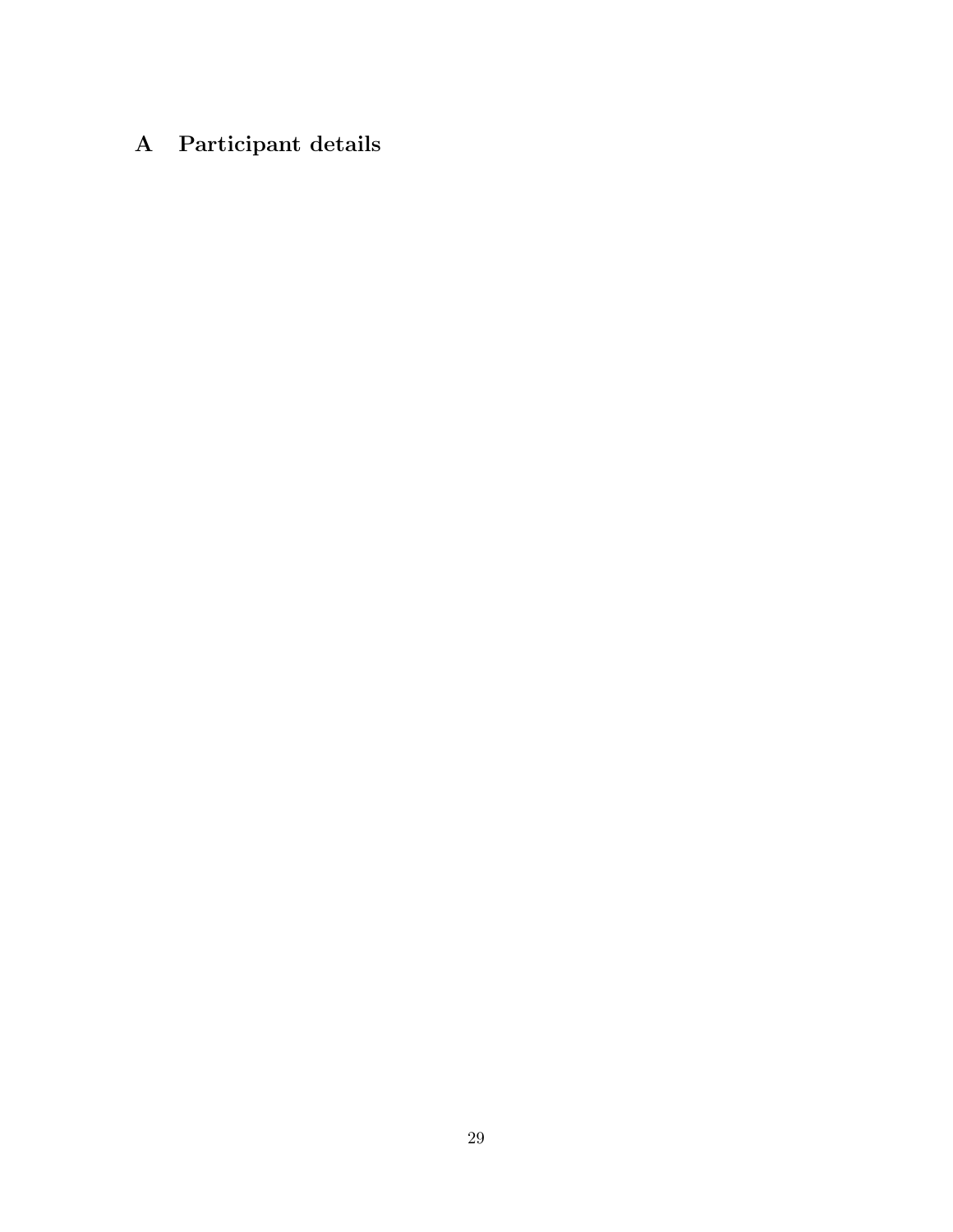# A Participant details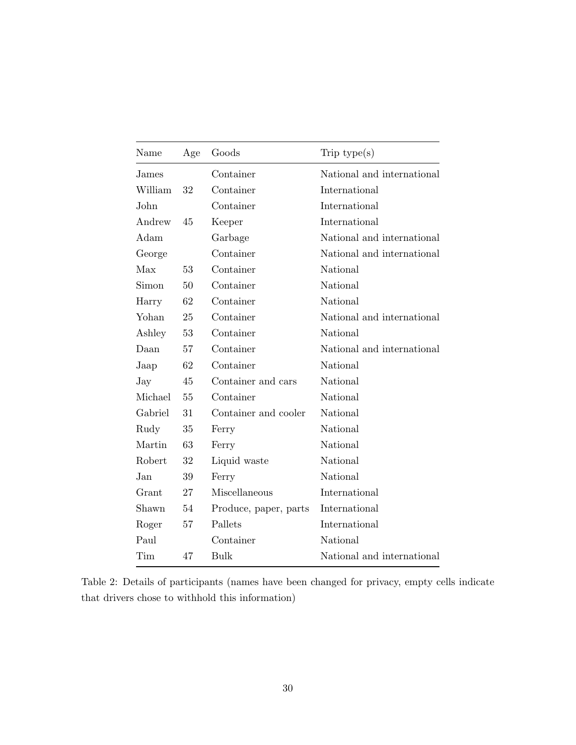| Name | Age | Goods | Trip type(s) |
|---|---|---|---|
| James | | Container | National and international |
| William | 32 | Container | International |
| John | | Container | International |
| Andrew | 45 | Keeper | International |
| Adam | | Garbage | National and international |
| George | | Container | National and international |
| Max | 53 | Container | National |
| Simon | 50 | Container | National |
| Harry | 62 | Container | National |
| Yohan | 25 | Container | National and international |
| Ashley | 53 | Container | National |
| Daan | 57 | Container | National and international |
| Jaap | 62 | Container | National |
| Jay | 45 | Container and cars | National |
| Michael | 55 | Container | National |
| Gabriel | 31 | Container and cooler | National |
| Rudy | 35 | Ferry | National |
| Martin | 63 | Ferry | National |
| Robert | 32 | Liquid waste | National |
| Jan | 39 | Ferry | National |
| Grant | 27 | Miscellaneous | International |
| Shawn | 54 | Produce, paper, parts | International |
| Roger | 57 | Pallets | International |
| Paul | | Container | National |
| Tim | 47 | Bulk | National and international |

Table 2: Details of participants (names have been changed for privacy, empty cells indicate that drivers chose to withhold this information)